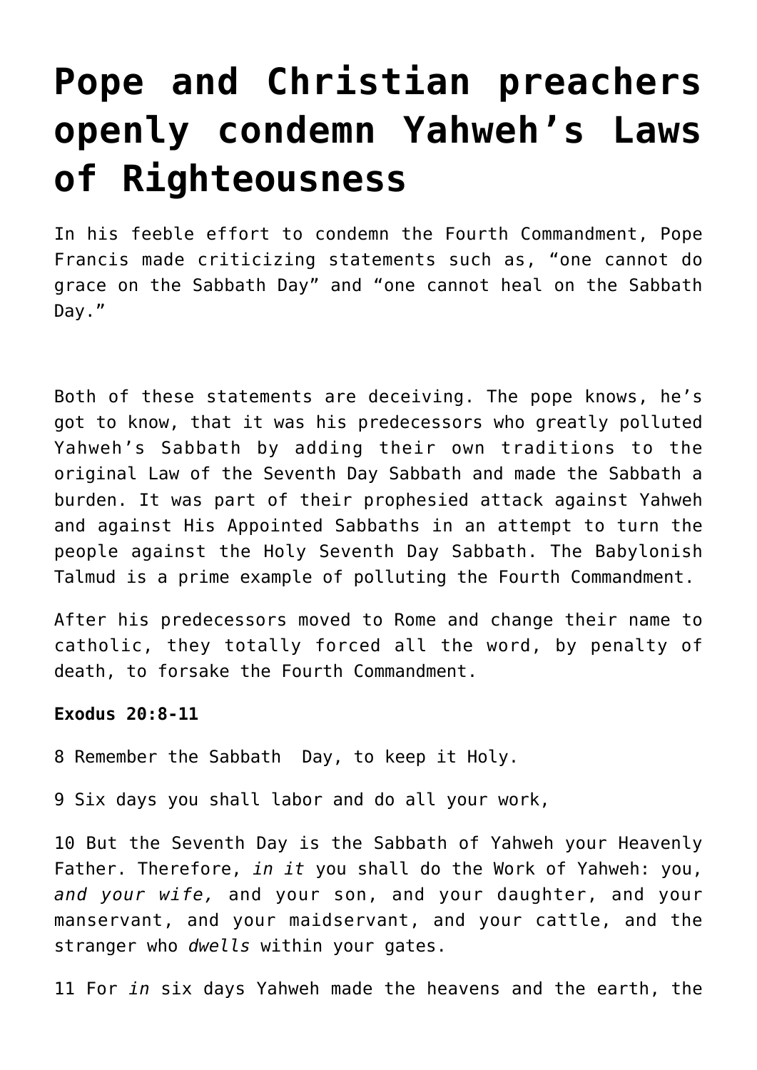# Pope and Christian preachers openly condemn Yahweh's Laws of Righteousness

In his feeble effort to condemn the Fourth Commandment, Pope Francis made criticizing statements such as, "one cannot do grace on the Sabbath Day" and "one cannot heal on the Sabbath Day."

Both of these statements are deceiving. The pope knows, he's got to know, that it was his predecessors who greatly polluted Yahweh's Sabbath by adding their own traditions to the original Law of the Seventh Day Sabbath and made the Sabbath a burden. It was part of their prophesied attack against Yahweh and against His Appointed Sabbaths in an attempt to turn the people against the Holy Seventh Day Sabbath. The Babylonish Talmud is a prime example of polluting the Fourth Commandment.

After his predecessors moved to Rome and change their name to catholic, they totally forced all the word, by penalty of death, to forsake the Fourth Commandment.

**Exodus 20:8-11**

8 Remember the Sabbath Day, to keep it Holy.

9 Six days you shall labor and do all your work,

10 But the Seventh Day is the Sabbath of Yahweh your Heavenly Father. Therefore, *in it* you shall do the Work of Yahweh: you, *and your wife,* and your son, and your daughter, and your manservant, and your maidservant, and your cattle, and the stranger who *dwells* within your gates.

11 For *in* six days Yahweh made the heavens and the earth, the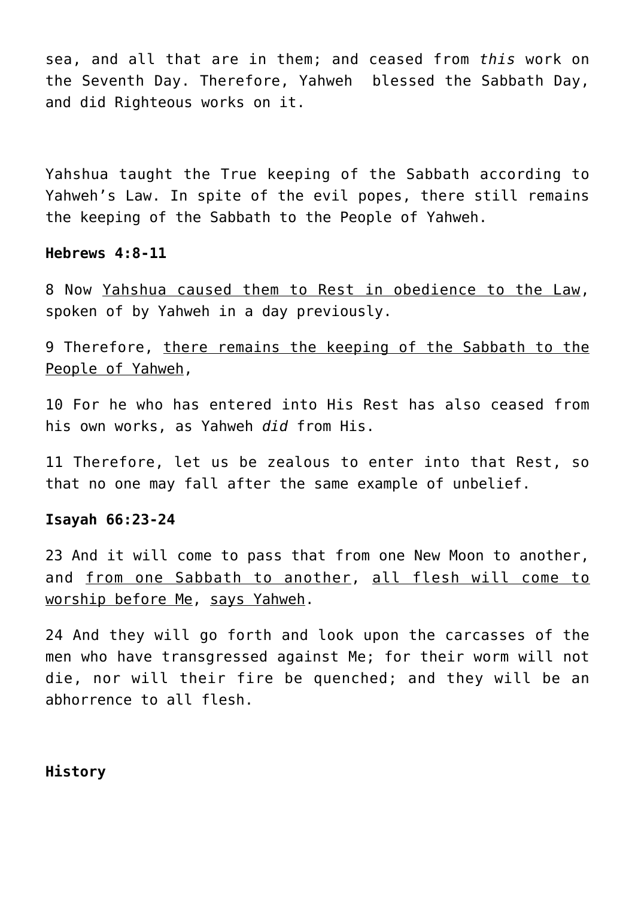sea, and all that are in them; and ceased from *this* work on the Seventh Day. Therefore, Yahweh blessed the Sabbath Day, and did Righteous works on it.

Yahshua taught the True keeping of the Sabbath according to Yahweh's Law. In spite of the evil popes, there still remains the keeping of the Sabbath to the People of Yahweh.

**Hebrews 4:8-11**

8 Now <u>Yahshua caused them to Rest in obedience to the Law</u>, spoken of by Yahweh in a day previously.

9 Therefore, <u>there remains the keeping of the Sabbath to the People of Yahweh</u>,

10 For he who has entered into His Rest has also ceased from his own works, as Yahweh *did* from His.

11 Therefore, let us be zealous to enter into that Rest, so that no one may fall after the same example of unbelief.

**Isayah 66:23-24**

23 And it will come to pass that from one New Moon to another, and <u>from one Sabbath to another</u>, <u>all flesh will come to worship before Me</u>, <u>says Yahweh</u>.

24 And they will go forth and look upon the carcasses of the men who have transgressed against Me; for their worm will not die, nor will their fire be quenched; and they will be an abhorrence to all flesh.

**History**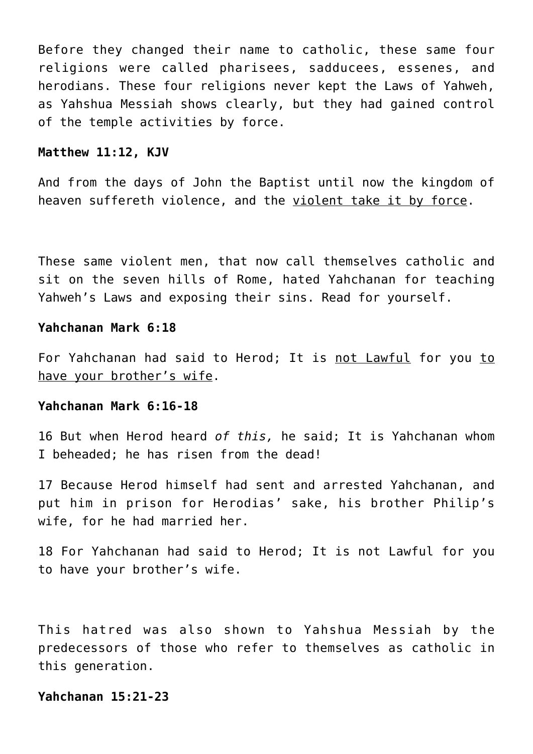Before they changed their name to catholic, these same four religions were called pharisees, sadducees, essenes, and herodians. These four religions never kept the Laws of Yahweh, as Yahshua Messiah shows clearly, but they had gained control of the temple activities by force.

**Matthew 11:12, KJV**

And from the days of John the Baptist until now the kingdom of heaven suffereth violence, and the <u>violent take it by force</u>.

These same violent men, that now call themselves catholic and sit on the seven hills of Rome, hated Yahchanan for teaching Yahweh's Laws and exposing their sins. Read for yourself.

**Yahchanan Mark 6:18**

For Yahchanan had said to Herod; It is <u>not Lawful</u> for you <u>to have your brother's wife</u>.

**Yahchanan Mark 6:16-18**

16 But when Herod heard *of this,* he said; It is Yahchanan whom I beheaded; he has risen from the dead!

17 Because Herod himself had sent and arrested Yahchanan, and put him in prison for Herodias' sake, his brother Philip's wife, for he had married her.

18 For Yahchanan had said to Herod; It is not Lawful for you to have your brother's wife.

This hatred was also shown to Yahshua Messiah by the predecessors of those who refer to themselves as catholic in this generation.

**Yahchanan 15:21-23**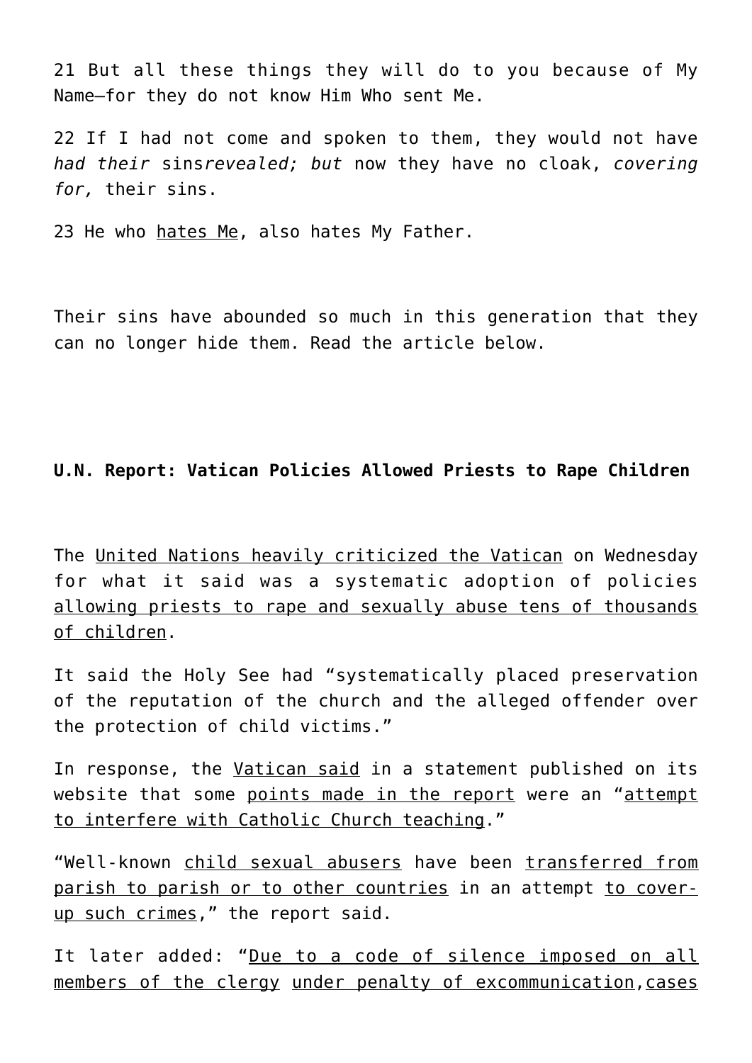21 But all these things they will do to you because of My Name—for they do not know Him Who sent Me.

22 If I had not come and spoken to them, they would not have *had their* sins*revealed; but* now they have no cloak, *covering for,* their sins.

23 He who hates Me, also hates My Father.

Their sins have abounded so much in this generation that they can no longer hide them. Read the article below.

**U.N. Report: Vatican Policies Allowed Priests to Rape Children**

The United Nations heavily criticized the Vatican on Wednesday for what it said was a systematic adoption of policies allowing priests to rape and sexually abuse tens of thousands of children.

It said the Holy See had "systematically placed preservation of the reputation of the church and the alleged offender over the protection of child victims."

In response, the Vatican said in a statement published on its website that some points made in the report were an "attempt to interfere with Catholic Church teaching."

"Well-known child sexual abusers have been transferred from parish to parish or to other countries in an attempt to cover-up such crimes," the report said.

It later added: "Due to a code of silence imposed on all members of the clergy under penalty of excommunication,cases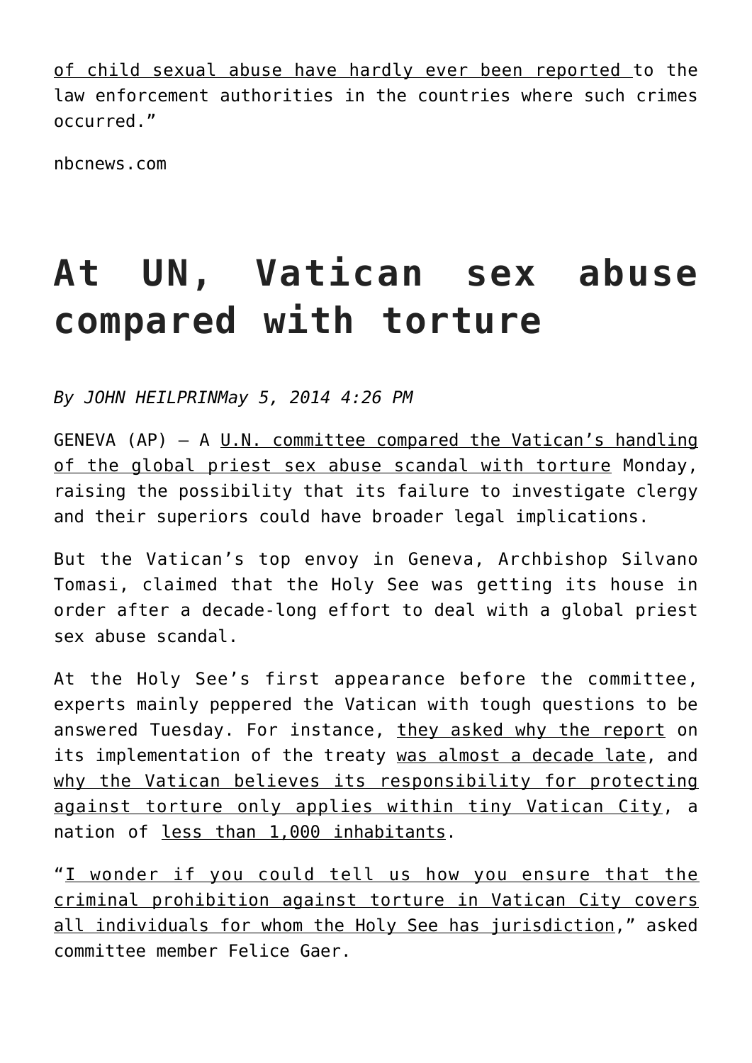of child sexual abuse have hardly ever been reported to the law enforcement authorities in the countries where such crimes occurred."

nbcnews.com

# At UN, Vatican sex abuse compared with torture

*By JOHN HEILPRINMay 5, 2014 4:26 PM*

GENEVA (AP) — A U.N. committee compared the Vatican's handling of the global priest sex abuse scandal with torture Monday, raising the possibility that its failure to investigate clergy and their superiors could have broader legal implications.

But the Vatican's top envoy in Geneva, Archbishop Silvano Tomasi, claimed that the Holy See was getting its house in order after a decade-long effort to deal with a global priest sex abuse scandal.

At the Holy See's first appearance before the committee, experts mainly peppered the Vatican with tough questions to be answered Tuesday. For instance, they asked why the report on its implementation of the treaty was almost a decade late, and why the Vatican believes its responsibility for protecting against torture only applies within tiny Vatican City, a nation of less than 1,000 inhabitants.

"I wonder if you could tell us how you ensure that the criminal prohibition against torture in Vatican City covers all individuals for whom the Holy See has jurisdiction," asked committee member Felice Gaer.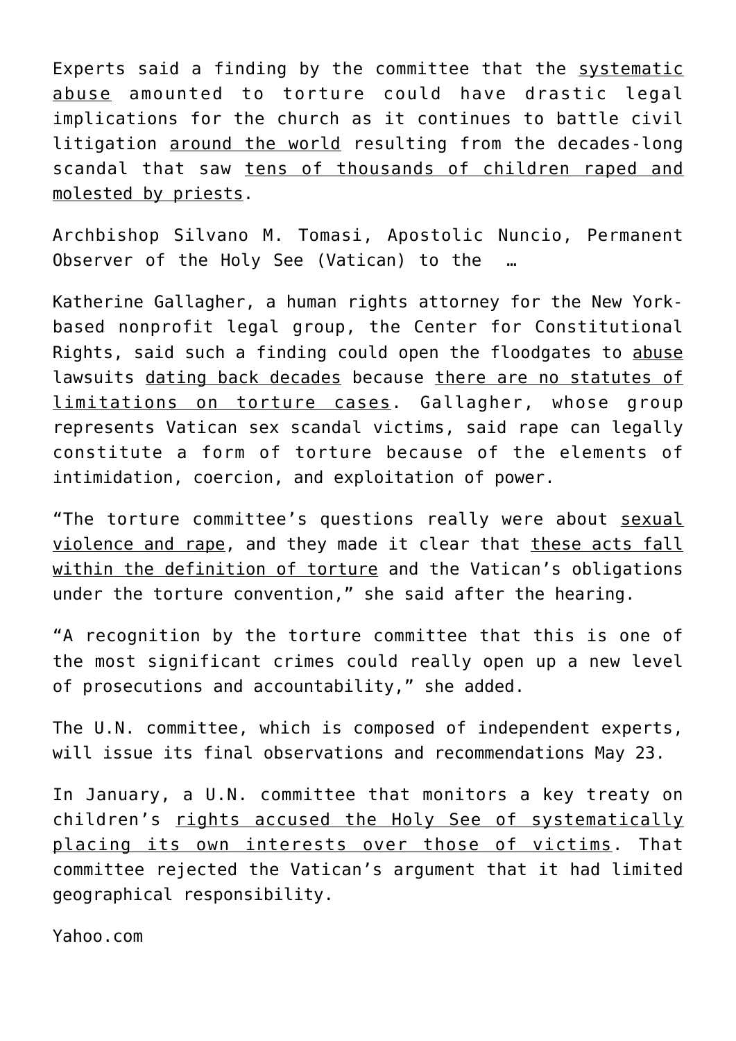Experts said a finding by the committee that the systematic abuse amounted to torture could have drastic legal implications for the church as it continues to battle civil litigation around the world resulting from the decades-long scandal that saw tens of thousands of children raped and molested by priests.

Archbishop Silvano M. Tomasi, Apostolic Nuncio, Permanent Observer of the Holy See (Vatican) to the …

Katherine Gallagher, a human rights attorney for the New York-based nonprofit legal group, the Center for Constitutional Rights, said such a finding could open the floodgates to abuse lawsuits dating back decades because there are no statutes of limitations on torture cases. Gallagher, whose group represents Vatican sex scandal victims, said rape can legally constitute a form of torture because of the elements of intimidation, coercion, and exploitation of power.

"The torture committee's questions really were about sexual violence and rape, and they made it clear that these acts fall within the definition of torture and the Vatican's obligations under the torture convention," she said after the hearing.

"A recognition by the torture committee that this is one of the most significant crimes could really open up a new level of prosecutions and accountability," she added.

The U.N. committee, which is composed of independent experts, will issue its final observations and recommendations May 23.

In January, a U.N. committee that monitors a key treaty on children's rights accused the Holy See of systematically placing its own interests over those of victims. That committee rejected the Vatican's argument that it had limited geographical responsibility.

Yahoo.com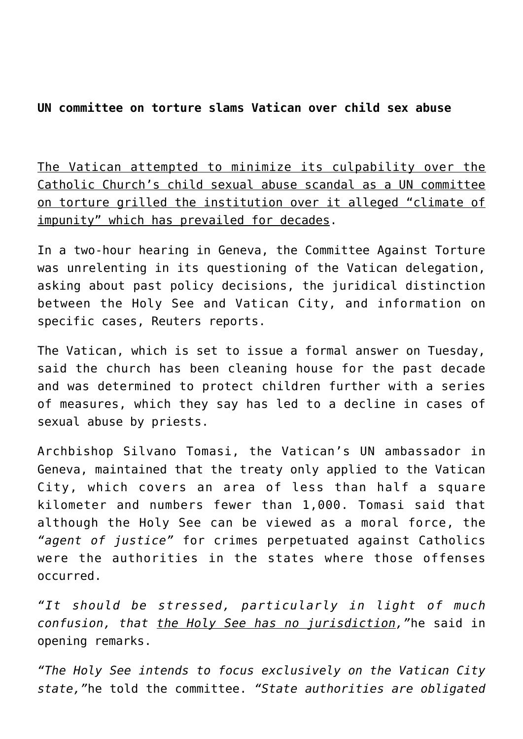**UN committee on torture slams Vatican over child sex abuse**

<u>The Vatican attempted to minimize its culpability over the Catholic Church's child sexual abuse scandal as a UN committee on torture grilled the institution over it alleged "climate of impunity" which has prevailed for decades</u>.

In a two-hour hearing in Geneva, the Committee Against Torture was unrelenting in its questioning of the Vatican delegation, asking about past policy decisions, the juridical distinction between the Holy See and Vatican City, and information on specific cases, Reuters reports.

The Vatican, which is set to issue a formal answer on Tuesday, said the church has been cleaning house for the past decade and was determined to protect children further with a series of measures, which they say has led to a decline in cases of sexual abuse by priests.

Archbishop Silvano Tomasi, the Vatican's UN ambassador in Geneva, maintained that the treaty only applied to the Vatican City, which covers an area of less than half a square kilometer and numbers fewer than 1,000. Tomasi said that although the Holy See can be viewed as a moral force, the *"agent of justice"* for crimes perpetuated against Catholics were the authorities in the states where those offenses occurred.

*"It should be stressed, particularly in light of much confusion, that <u>the Holy See has no jurisdiction</u>,"* he said in opening remarks.

*"The Holy See intends to focus exclusively on the Vatican City state,"* he told the committee. *"State authorities are obligated*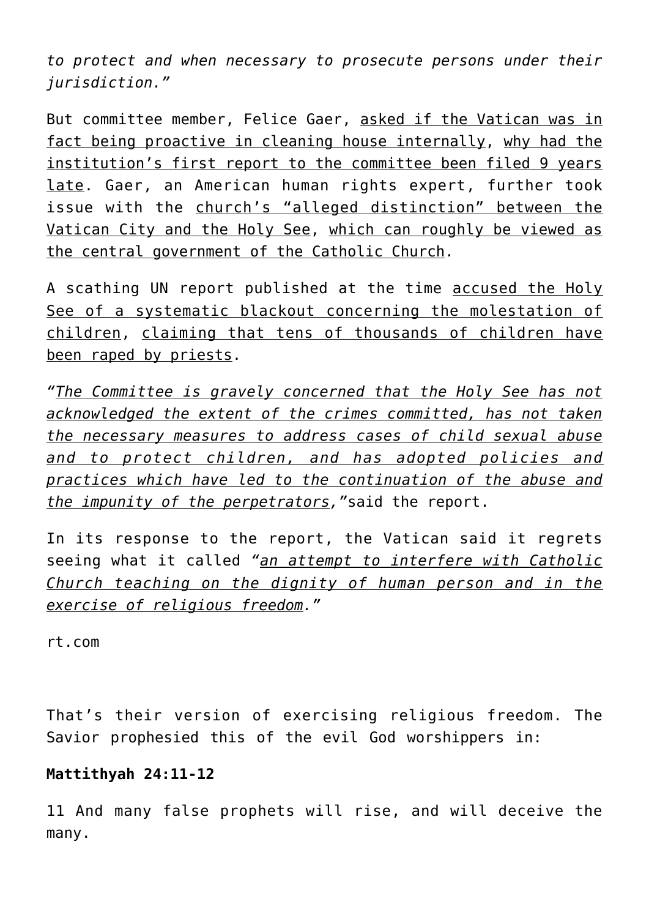*to protect and when necessary to prosecute persons under their jurisdiction."*

But committee member, Felice Gaer, asked if the Vatican was in fact being proactive in cleaning house internally, why had the institution's first report to the committee been filed 9 years late. Gaer, an American human rights expert, further took issue with the church's "alleged distinction" between the Vatican City and the Holy See, which can roughly be viewed as the central government of the Catholic Church.

A scathing UN report published at the time accused the Holy See of a systematic blackout concerning the molestation of children, claiming that tens of thousands of children have been raped by priests.

*"The Committee is gravely concerned that the Holy See has not acknowledged the extent of the crimes committed, has not taken the necessary measures to address cases of child sexual abuse and to protect children, and has adopted policies and practices which have led to the continuation of the abuse and the impunity of the perpetrators,"* said the report.

In its response to the report, the Vatican said it regrets seeing what it called *"an attempt to interfere with Catholic Church teaching on the dignity of human person and in the exercise of religious freedom."*

rt.com

That's their version of exercising religious freedom. The Savior prophesied this of the evil God worshippers in:

**Mattithyah 24:11-12**

11 And many false prophets will rise, and will deceive the many.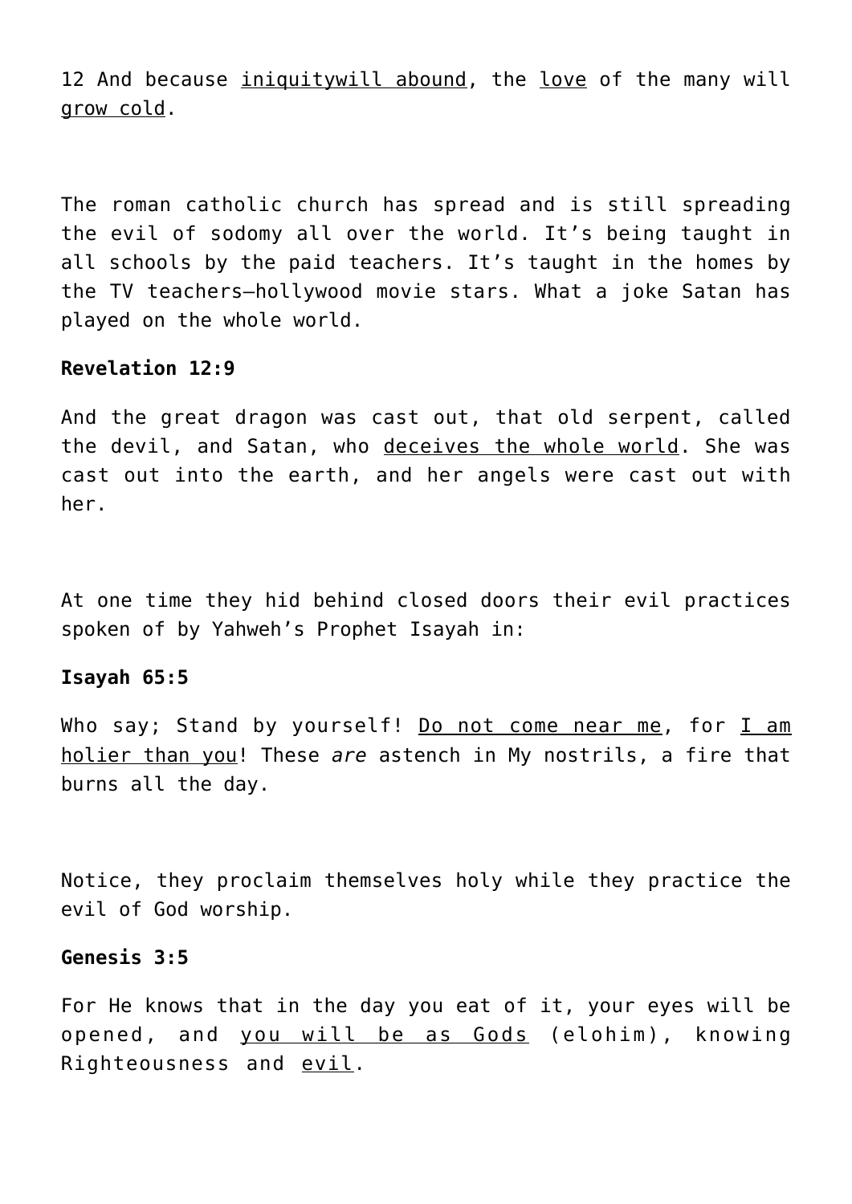12 And because <u>iniquitywill abound</u>, the <u>love</u> of the many will <u>grow cold</u>.

The roman catholic church has spread and is still spreading the evil of sodomy all over the world. It's being taught in all schools by the paid teachers. It's taught in the homes by the TV teachers—hollywood movie stars. What a joke Satan has played on the whole world.

**Revelation 12:9**

And the great dragon was cast out, that old serpent, called the devil, and Satan, who <u>deceives the whole world</u>. She was cast out into the earth, and her angels were cast out with her.

At one time they hid behind closed doors their evil practices spoken of by Yahweh's Prophet Isayah in:

**Isayah 65:5**

Who say; Stand by yourself! <u>Do not come near me</u>, for <u>I am holier than you</u>! These *are* astench in My nostrils, a fire that burns all the day.

Notice, they proclaim themselves holy while they practice the evil of God worship.

**Genesis 3:5**

For He knows that in the day you eat of it, your eyes will be opened, and <u>you will be as Gods</u> (elohim), knowing Righteousness and <u>evil</u>.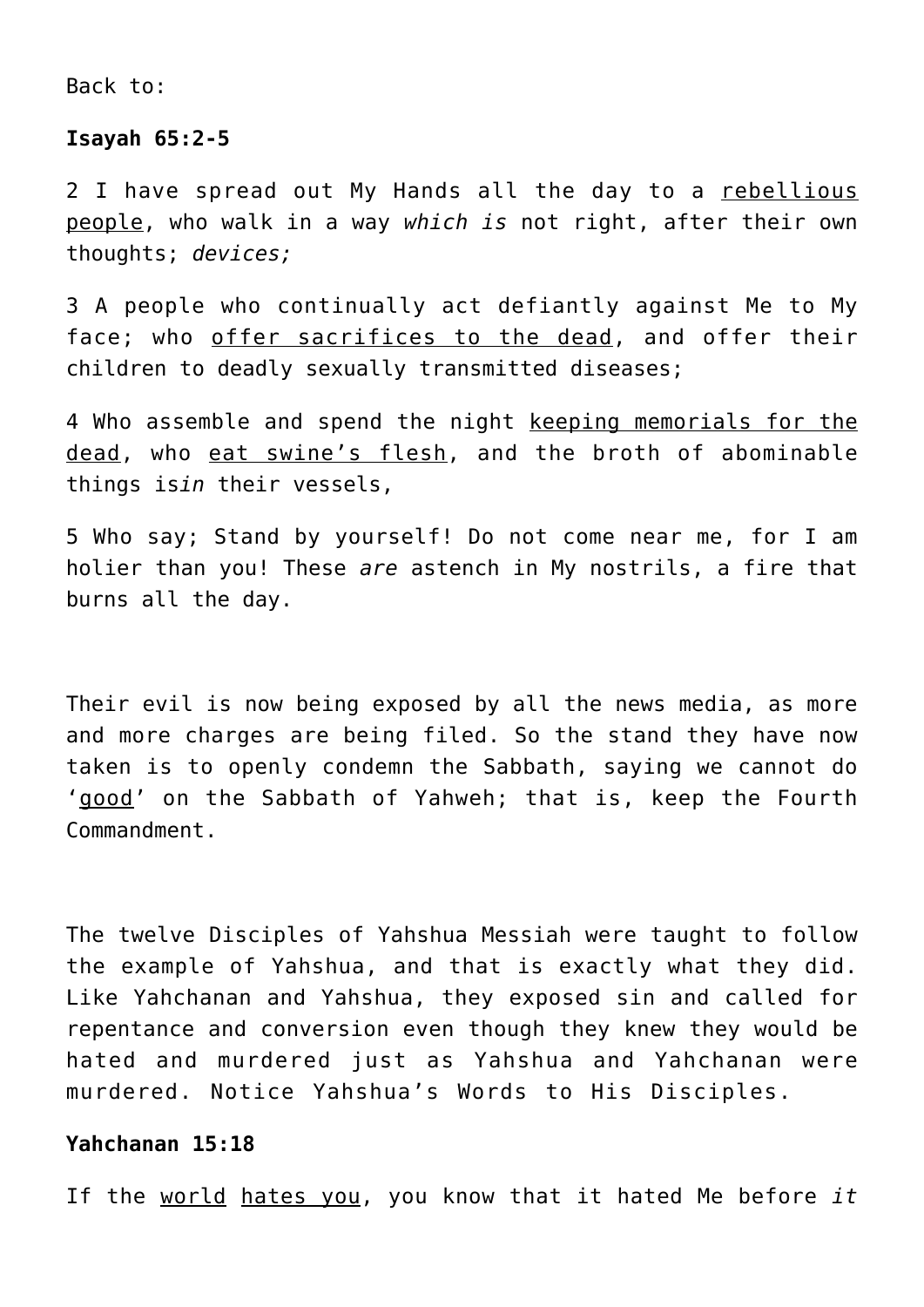Back to:

**Isayah 65:2-5**

2 I have spread out My Hands all the day to a rebellious people, who walk in a way *which is* not right, after their own thoughts; *devices;*

3 A people who continually act defiantly against Me to My face; who offer sacrifices to the dead, and offer their children to deadly sexually transmitted diseases;

4 Who assemble and spend the night keeping memorials for the dead, who eat swine's flesh, and the broth of abominable things is*in* their vessels,

5 Who say; Stand by yourself! Do not come near me, for I am holier than you! These *are* astench in My nostrils, a fire that burns all the day.

Their evil is now being exposed by all the news media, as more and more charges are being filed. So the stand they have now taken is to openly condemn the Sabbath, saying we cannot do 'good' on the Sabbath of Yahweh; that is, keep the Fourth Commandment.

The twelve Disciples of Yahshua Messiah were taught to follow the example of Yahshua, and that is exactly what they did. Like Yahchanan and Yahshua, they exposed sin and called for repentance and conversion even though they knew they would be hated and murdered just as Yahshua and Yahchanan were murdered. Notice Yahshua's Words to His Disciples.

**Yahchanan 15:18**

If the world hates you, you know that it hated Me before *it*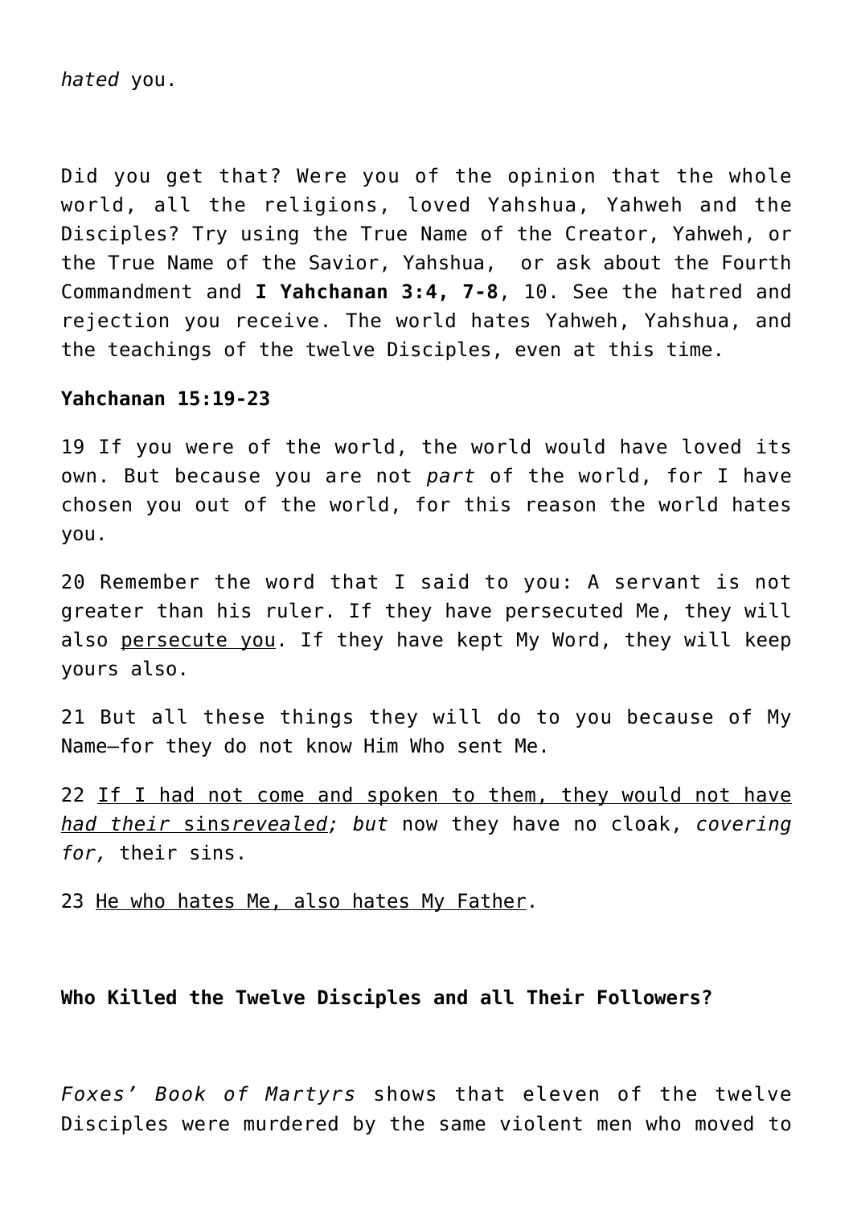*hated* you.

Did you get that? Were you of the opinion that the whole world, all the religions, loved Yahshua, Yahweh and the Disciples? Try using the True Name of the Creator, Yahweh, or the True Name of the Savior, Yahshua, or ask about the Fourth Commandment and **I Yahchanan 3:4, 7-8**, 10. See the hatred and rejection you receive. The world hates Yahweh, Yahshua, and the teachings of the twelve Disciples, even at this time.

**Yahchanan 15:19-23**

19 If you were of the world, the world would have loved its own. But because you are not *part* of the world, for I have chosen you out of the world, for this reason the world hates you.

20 Remember the word that I said to you: A servant is not greater than his ruler. If they have persecuted Me, they will also persecute you. If they have kept My Word, they will keep yours also.

21 But all these things they will do to you because of My Name—for they do not know Him Who sent Me.

22 If I had not come and spoken to them, they would not have *had their* sins*revealed*; *but* now they have no cloak, *covering for,* their sins.

23 He who hates Me, also hates My Father.

**Who Killed the Twelve Disciples and all Their Followers?**

*Foxes' Book of Martyrs* shows that eleven of the twelve Disciples were murdered by the same violent men who moved to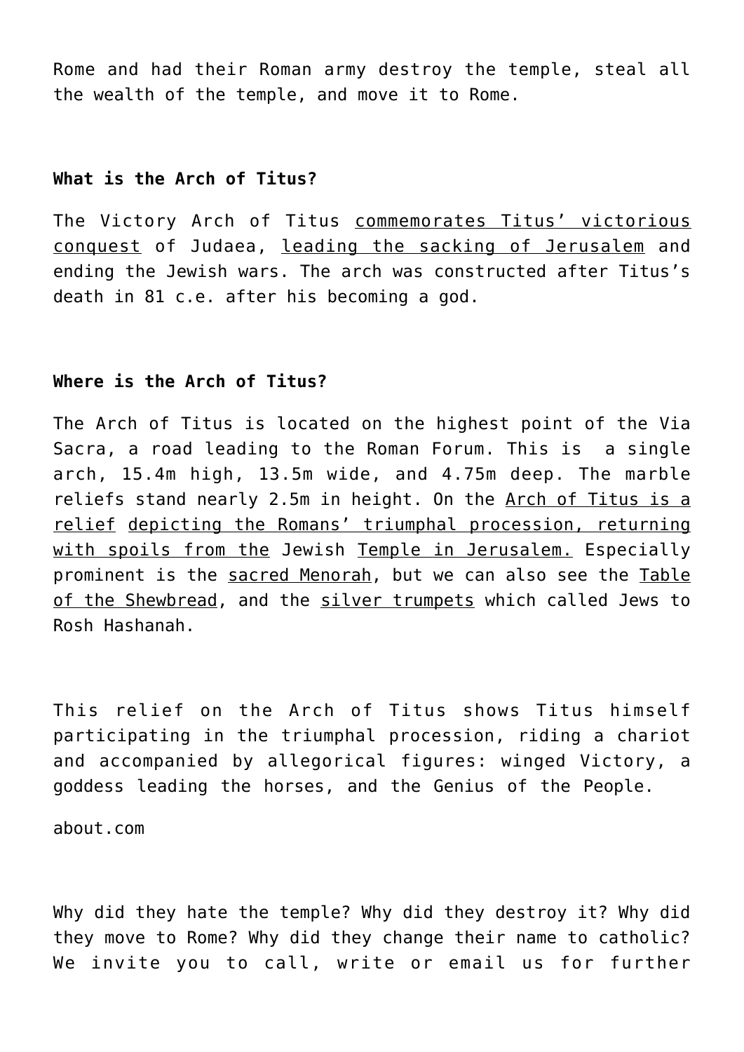Rome and had their Roman army destroy the temple, steal all the wealth of the temple, and move it to Rome.

**What is the Arch of Titus?**

The Victory Arch of Titus commemorates Titus' victorious conquest of Judaea, leading the sacking of Jerusalem and ending the Jewish wars. The arch was constructed after Titus's death in 81 c.e. after his becoming a god.

**Where is the Arch of Titus?**

The Arch of Titus is located on the highest point of the Via Sacra, a road leading to the Roman Forum. This is a single arch, 15.4m high, 13.5m wide, and 4.75m deep. The marble reliefs stand nearly 2.5m in height. On the Arch of Titus is a relief depicting the Romans' triumphal procession, returning with spoils from the Jewish Temple in Jerusalem. Especially prominent is the sacred Menorah, but we can also see the Table of the Shewbread, and the silver trumpets which called Jews to Rosh Hashanah.

This relief on the Arch of Titus shows Titus himself participating in the triumphal procession, riding a chariot and accompanied by allegorical figures: winged Victory, a goddess leading the horses, and the Genius of the People.

about.com

Why did they hate the temple? Why did they destroy it? Why did they move to Rome? Why did they change their name to catholic? We invite you to call, write or email us for further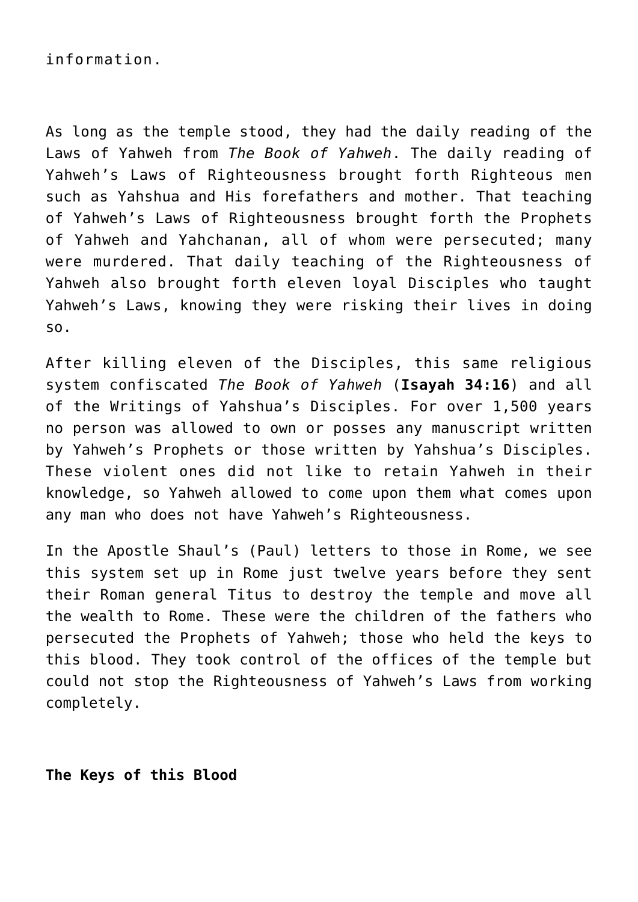information.

As long as the temple stood, they had the daily reading of the Laws of Yahweh from *The Book of Yahweh*. The daily reading of Yahweh's Laws of Righteousness brought forth Righteous men such as Yahshua and His forefathers and mother. That teaching of Yahweh's Laws of Righteousness brought forth the Prophets of Yahweh and Yahchanan, all of whom were persecuted; many were murdered. That daily teaching of the Righteousness of Yahweh also brought forth eleven loyal Disciples who taught Yahweh's Laws, knowing they were risking their lives in doing so.

After killing eleven of the Disciples, this same religious system confiscated *The Book of Yahweh* (**Isayah 34:16**) and all of the Writings of Yahshua's Disciples. For over 1,500 years no person was allowed to own or posses any manuscript written by Yahweh's Prophets or those written by Yahshua's Disciples. These violent ones did not like to retain Yahweh in their knowledge, so Yahweh allowed to come upon them what comes upon any man who does not have Yahweh's Righteousness.

In the Apostle Shaul's (Paul) letters to those in Rome, we see this system set up in Rome just twelve years before they sent their Roman general Titus to destroy the temple and move all the wealth to Rome. These were the children of the fathers who persecuted the Prophets of Yahweh; those who held the keys to this blood. They took control of the offices of the temple but could not stop the Righteousness of Yahweh's Laws from working completely.

**The Keys of this Blood**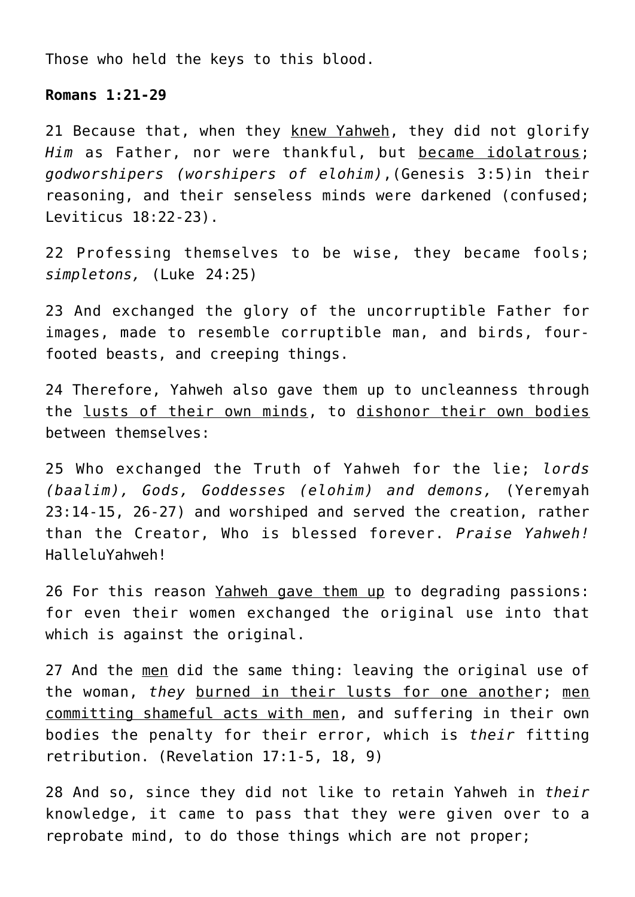Those who held the keys to this blood.

**Romans 1:21-29**

21 Because that, when they <u>knew Yahweh</u>, they did not glorify *Him* as Father, nor were thankful, but <u>became idolatrous</u>; *godworshipers (worshipers of elohim)*,(Genesis 3:5)in their reasoning, and their senseless minds were darkened (confused; Leviticus 18:22-23).

22 Professing themselves to be wise, they became fools; *simpletons,* (Luke 24:25)

23 And exchanged the glory of the uncorruptible Father for images, made to resemble corruptible man, and birds, four-footed beasts, and creeping things.

24 Therefore, Yahweh also gave them up to uncleanness through the <u>lusts of their own minds</u>, to <u>dishonor their own bodies</u> between themselves:

25 Who exchanged the Truth of Yahweh for the lie; *lords (baalim), Gods, Goddesses (elohim) and demons,* (Yeremyah 23:14-15, 26-27) and worshiped and served the creation, rather than the Creator, Who is blessed forever. *Praise Yahweh!* HalleluYahweh!

26 For this reason <u>Yahweh gave them up</u> to degrading passions: for even their women exchanged the original use into that which is against the original.

27 And the <u>men</u> did the same thing: leaving the original use of the woman, *they* <u>burned in their lusts for one another</u>; <u>men committing shameful acts with men</u>, and suffering in their own bodies the penalty for their error, which is *their* fitting retribution. (Revelation 17:1-5, 18, 9)

28 And so, since they did not like to retain Yahweh in *their* knowledge, it came to pass that they were given over to a reprobate mind, to do those things which are not proper;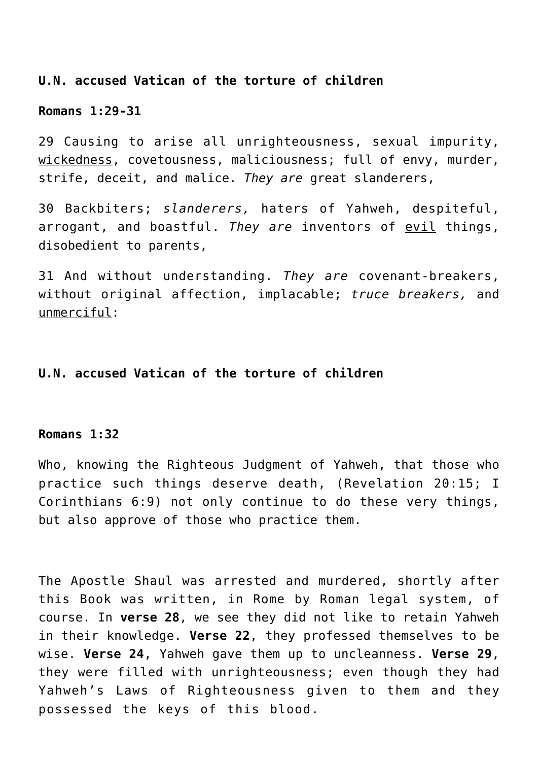**U.N. accused Vatican of the torture of children**

**Romans 1:29-31**

29 Causing to arise all unrighteousness, sexual impurity, wickedness, covetousness, maliciousness; full of envy, murder, strife, deceit, and malice. *They are* great slanderers,

30 Backbiters; *slanderers,* haters of Yahweh, despiteful, arrogant, and boastful. *They are* inventors of evil things, disobedient to parents,

31 And without understanding. *They are* covenant-breakers, without original affection, implacable; *truce breakers,* and unmerciful:

**U.N. accused Vatican of the torture of children**

**Romans 1:32**

Who, knowing the Righteous Judgment of Yahweh, that those who practice such things deserve death, (Revelation 20:15; I Corinthians 6:9) not only continue to do these very things, but also approve of those who practice them.

The Apostle Shaul was arrested and murdered, shortly after this Book was written, in Rome by Roman legal system, of course. In **verse 28**, we see they did not like to retain Yahweh in their knowledge. **Verse 22**, they professed themselves to be wise. **Verse 24**, Yahweh gave them up to uncleanness. **Verse 29**, they were filled with unrighteousness; even though they had Yahweh's Laws of Righteousness given to them and they possessed the keys of this blood.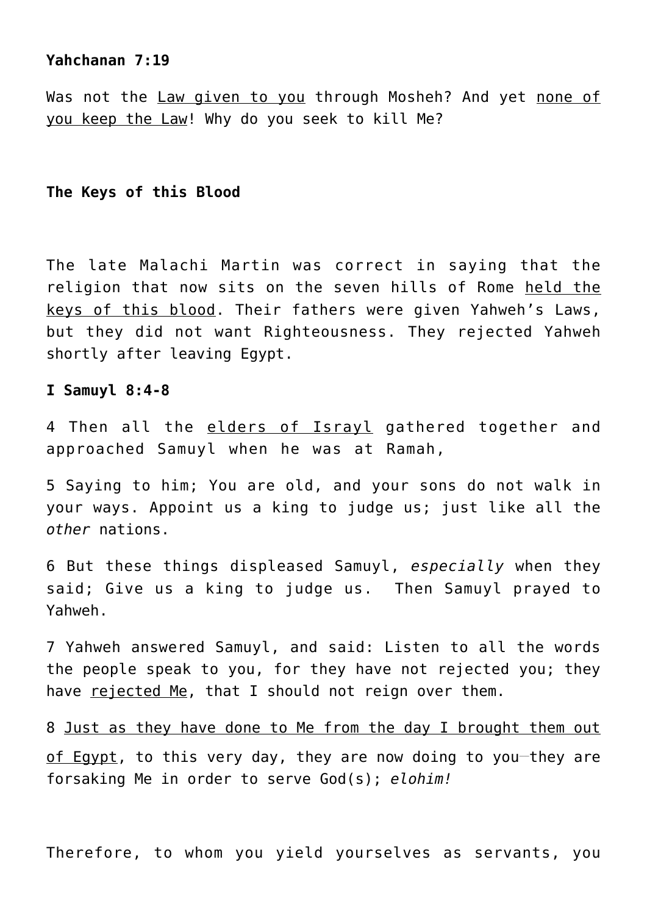**Yahchanan 7:19**

Was not the <u>Law given to you</u> through Mosheh? And yet <u>none of you keep the Law</u>! Why do you seek to kill Me?

**The Keys of this Blood**

The late Malachi Martin was correct in saying that the religion that now sits on the seven hills of Rome <u>held the keys of this blood</u>. Their fathers were given Yahweh's Laws, but they did not want Righteousness. They rejected Yahweh shortly after leaving Egypt.

**I Samuyl 8:4-8**

4 Then all the <u>elders of Israyl</u> gathered together and approached Samuyl when he was at Ramah,

5 Saying to him; You are old, and your sons do not walk in your ways. Appoint us a king to judge us; just like all the *other* nations.

6 But these things displeased Samuyl, *especially* when they said; Give us a king to judge us. Then Samuyl prayed to Yahweh.

7 Yahweh answered Samuyl, and said: Listen to all the words the people speak to you, for they have not rejected you; they have <u>rejected Me</u>, that I should not reign over them.

8 <u>Just as they have done to Me from the day I brought them out of Egypt</u>, to this very day, they are now doing to you—they are forsaking Me in order to serve God(s); *elohim!*

Therefore, to whom you yield yourselves as servants, you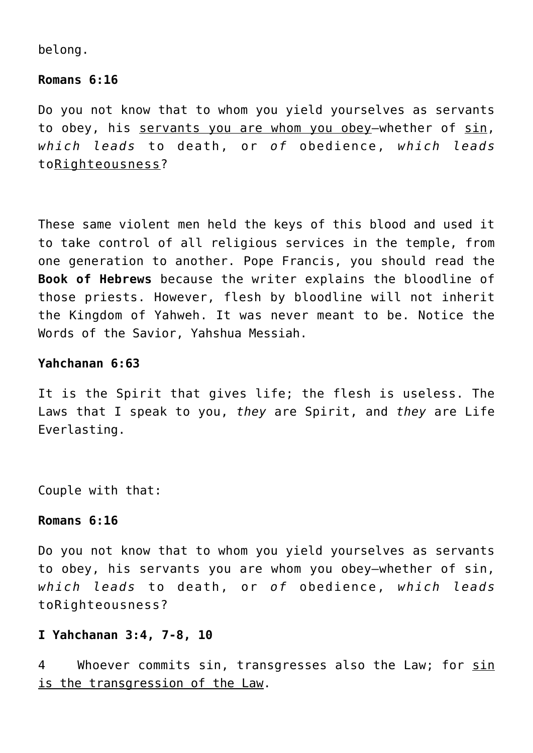belong.

**Romans 6:16**

Do you not know that to whom you yield yourselves as servants to obey, his servants you are whom you obey—whether of sin, *which leads* to death, or *of* obedience, *which leads* toRighteousness?

These same violent men held the keys of this blood and used it to take control of all religious services in the temple, from one generation to another. Pope Francis, you should read the **Book of Hebrews** because the writer explains the bloodline of those priests. However, flesh by bloodline will not inherit the Kingdom of Yahweh. It was never meant to be. Notice the Words of the Savior, Yahshua Messiah.

**Yahchanan 6:63**

It is the Spirit that gives life; the flesh is useless. The Laws that I speak to you, *they* are Spirit, and *they* are Life Everlasting.

Couple with that:

**Romans 6:16**

Do you not know that to whom you yield yourselves as servants to obey, his servants you are whom you obey—whether of sin, *which leads* to death, or *of* obedience, *which leads* toRighteousness?

**I Yahchanan 3:4, 7-8, 10**

4 Whoever commits sin, transgresses also the Law; for sin is the transgression of the Law.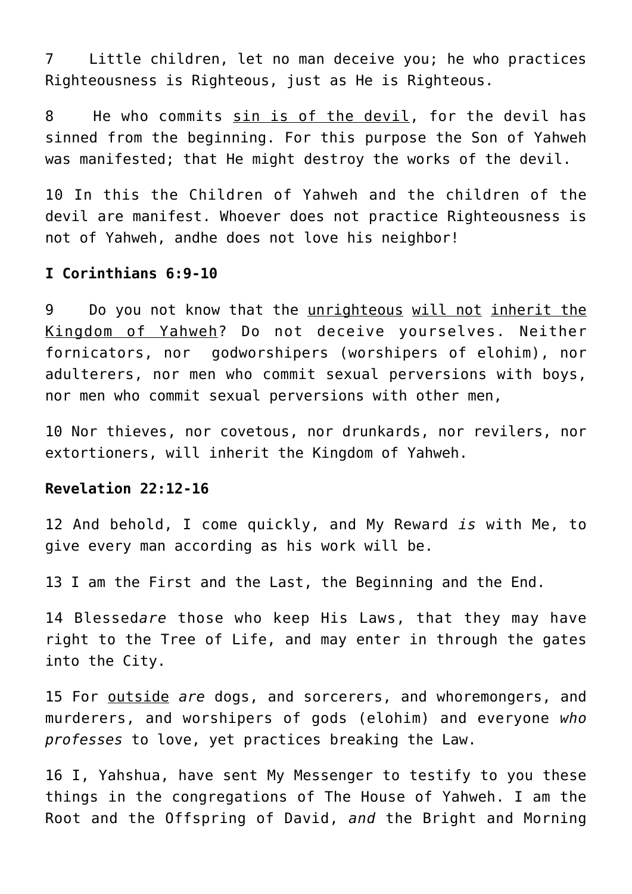7 Little children, let no man deceive you; he who practices Righteousness is Righteous, just as He is Righteous.

8 He who commits <u>sin is of the devil</u>, for the devil has sinned from the beginning. For this purpose the Son of Yahweh was manifested; that He might destroy the works of the devil.

10 In this the Children of Yahweh and the children of the devil are manifest. Whoever does not practice Righteousness is not of Yahweh, andhe does not love his neighbor!

**I Corinthians 6:9-10**

9 Do you not know that the <u>unrighteous</u> <u>will not</u> <u>inherit the Kingdom of Yahweh</u>? Do not deceive yourselves. Neither fornicators, nor godworshipers (worshipers of elohim), nor adulterers, nor men who commit sexual perversions with boys, nor men who commit sexual perversions with other men,

10 Nor thieves, nor covetous, nor drunkards, nor revilers, nor extortioners, will inherit the Kingdom of Yahweh.

**Revelation 22:12-16**

12 And behold, I come quickly, and My Reward *is* with Me, to give every man according as his work will be.

13 I am the First and the Last, the Beginning and the End.

14 Blessed*are* those who keep His Laws, that they may have right to the Tree of Life, and may enter in through the gates into the City.

15 For <u>outside</u> *are* dogs, and sorcerers, and whoremongers, and murderers, and worshipers of gods (elohim) and everyone *who professes* to love, yet practices breaking the Law.

16 I, Yahshua, have sent My Messenger to testify to you these things in the congregations of The House of Yahweh. I am the Root and the Offspring of David, *and* the Bright and Morning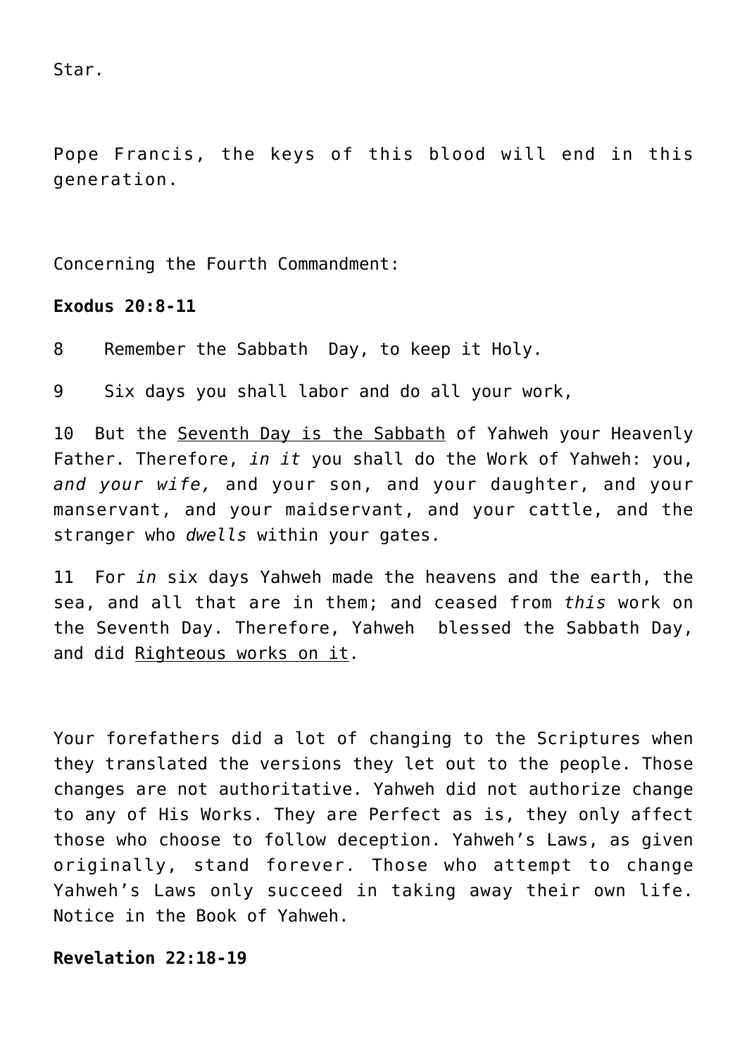Star.

Pope Francis, the keys of this blood will end in this generation.

Concerning the Fourth Commandment:

**Exodus 20:8-11**

8 Remember the Sabbath Day, to keep it Holy.

9 Six days you shall labor and do all your work,

10 But the <u>Seventh Day is the Sabbath</u> of Yahweh your Heavenly Father. Therefore, *in it* you shall do the Work of Yahweh: you, *and your wife,* and your son, and your daughter, and your manservant, and your maidservant, and your cattle, and the stranger who *dwells* within your gates.

11 For *in* six days Yahweh made the heavens and the earth, the sea, and all that are in them; and ceased from *this* work on the Seventh Day. Therefore, Yahweh blessed the Sabbath Day, and did <u>Righteous works on it</u>.

Your forefathers did a lot of changing to the Scriptures when they translated the versions they let out to the people. Those changes are not authoritative. Yahweh did not authorize change to any of His Works. They are Perfect as is, they only affect those who choose to follow deception. Yahweh's Laws, as given originally, stand forever. Those who attempt to change Yahweh's Laws only succeed in taking away their own life. Notice in the Book of Yahweh.

**Revelation 22:18-19**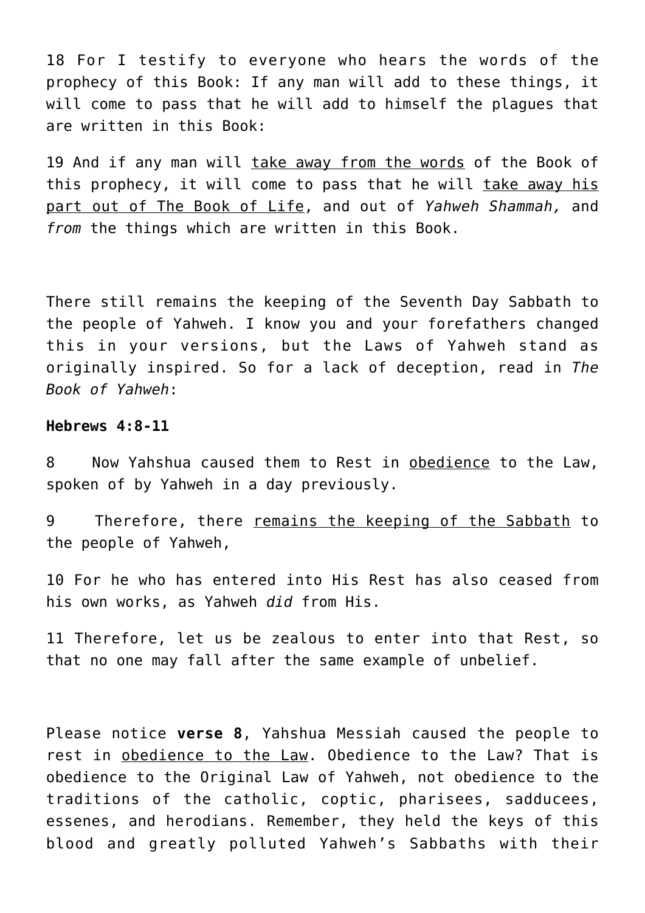18 For I testify to everyone who hears the words of the prophecy of this Book: If any man will add to these things, it will come to pass that he will add to himself the plagues that are written in this Book:

19 And if any man will <u>take away from the words</u> of the Book of this prophecy, it will come to pass that he will <u>take away his part out of The Book of Life</u>, and out of *Yahweh Shammah,* and *from* the things which are written in this Book.

There still remains the keeping of the Seventh Day Sabbath to the people of Yahweh. I know you and your forefathers changed this in your versions, but the Laws of Yahweh stand as originally inspired. So for a lack of deception, read in *The Book of Yahweh*:

**Hebrews 4:8-11**

8 Now Yahshua caused them to Rest in <u>obedience</u> to the Law, spoken of by Yahweh in a day previously.

9 Therefore, there <u>remains the keeping of the Sabbath</u> to the people of Yahweh,

10 For he who has entered into His Rest has also ceased from his own works, as Yahweh *did* from His.

11 Therefore, let us be zealous to enter into that Rest, so that no one may fall after the same example of unbelief.

Please notice **verse 8**, Yahshua Messiah caused the people to rest in <u>obedience to the Law</u>. Obedience to the Law? That is obedience to the Original Law of Yahweh, not obedience to the traditions of the catholic, coptic, pharisees, sadducees, essenes, and herodians. Remember, they held the keys of this blood and greatly polluted Yahweh's Sabbaths with their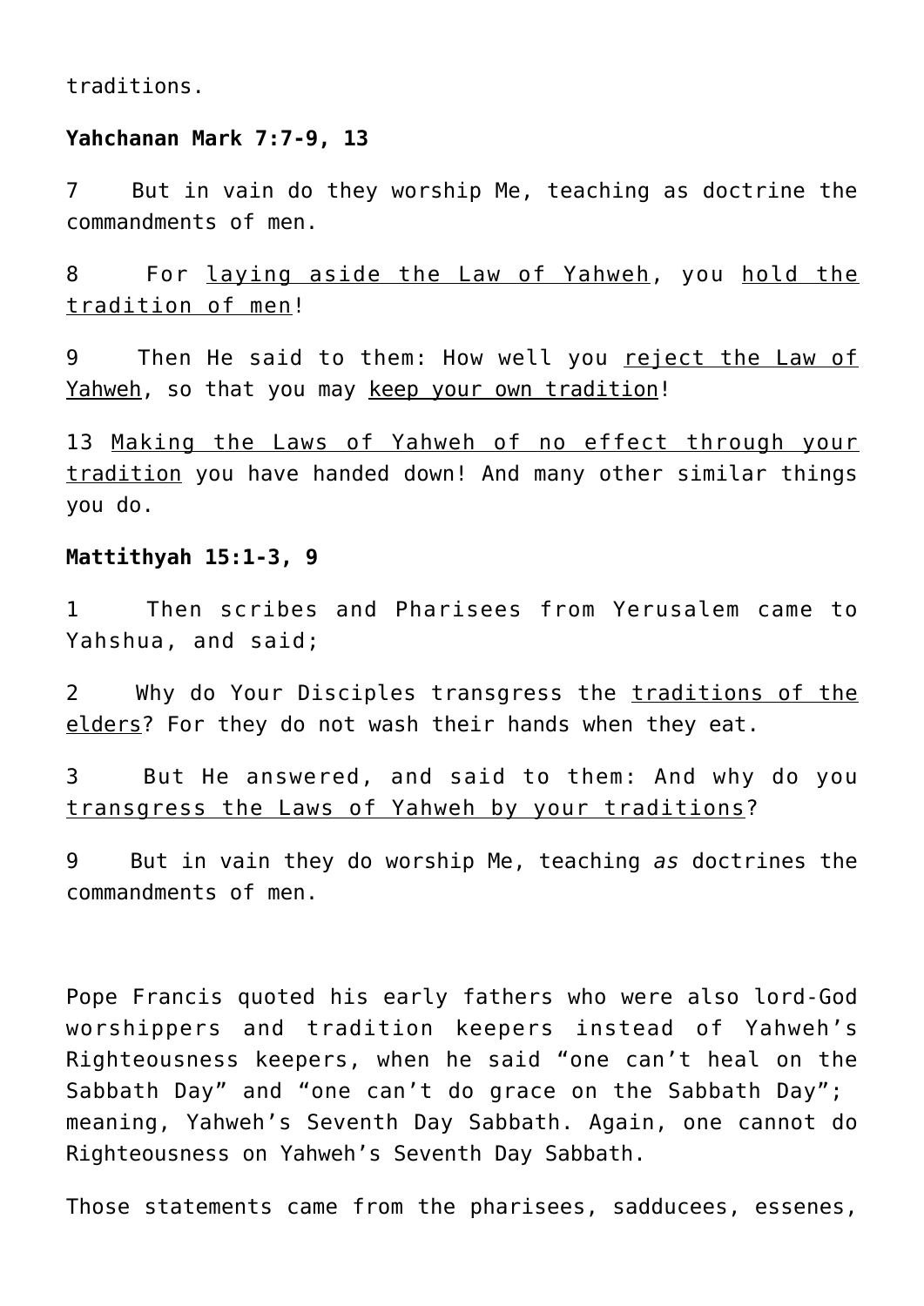traditions.

**Yahchanan Mark 7:7-9, 13**

7 But in vain do they worship Me, teaching as doctrine the commandments of men.

8 For <u>laying aside the Law of Yahweh</u>, you <u>hold the tradition of men</u>!

9 Then He said to them: How well you <u>reject the Law of Yahweh</u>, so that you may <u>keep your own tradition</u>!

13 <u>Making the Laws of Yahweh of no effect through your tradition</u> you have handed down! And many other similar things you do.

**Mattithyah 15:1-3, 9**

1 Then scribes and Pharisees from Yerusalem came to Yahshua, and said;

2 Why do Your Disciples transgress the <u>traditions of the elders</u>? For they do not wash their hands when they eat.

3 But He answered, and said to them: And why do you <u>transgress the Laws of Yahweh by your traditions</u>?

9 But in vain they do worship Me, teaching *as* doctrines the commandments of men.

Pope Francis quoted his early fathers who were also lord-God worshippers and tradition keepers instead of Yahweh's Righteousness keepers, when he said "one can't heal on the Sabbath Day" and "one can't do grace on the Sabbath Day"; meaning, Yahweh's Seventh Day Sabbath. Again, one cannot do Righteousness on Yahweh's Seventh Day Sabbath.

Those statements came from the pharisees, sadducees, essenes,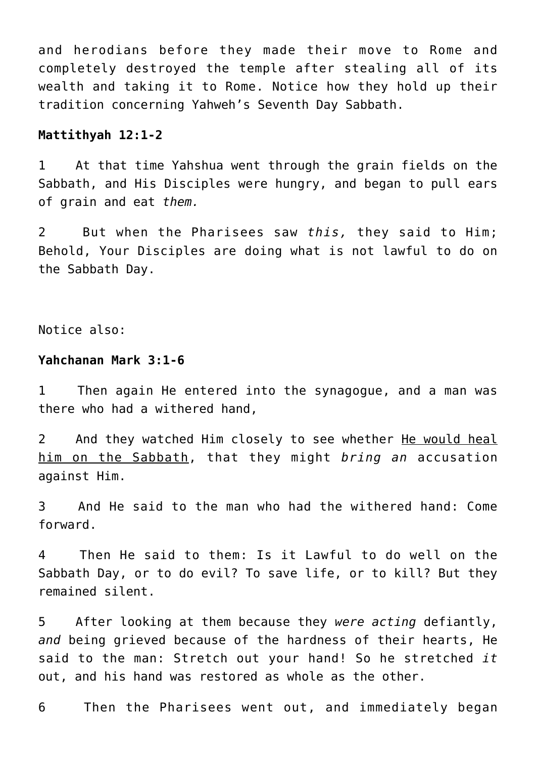and herodians before they made their move to Rome and completely destroyed the temple after stealing all of its wealth and taking it to Rome. Notice how they hold up their tradition concerning Yahweh's Seventh Day Sabbath.

**Mattithyah 12:1-2**

1 At that time Yahshua went through the grain fields on the Sabbath, and His Disciples were hungry, and began to pull ears of grain and eat *them.*

2 But when the Pharisees saw *this,* they said to Him; Behold, Your Disciples are doing what is not lawful to do on the Sabbath Day.

Notice also:

**Yahchanan Mark 3:1-6**

1 Then again He entered into the synagogue, and a man was there who had a withered hand,

2 And they watched Him closely to see whether <u>He would heal him on the Sabbath</u>, that they might *bring an* accusation against Him.

3 And He said to the man who had the withered hand: Come forward.

4 Then He said to them: Is it Lawful to do well on the Sabbath Day, or to do evil? To save life, or to kill? But they remained silent.

5 After looking at them because they *were acting* defiantly, *and* being grieved because of the hardness of their hearts, He said to the man: Stretch out your hand! So he stretched *it* out, and his hand was restored as whole as the other.

6 Then the Pharisees went out, and immediately began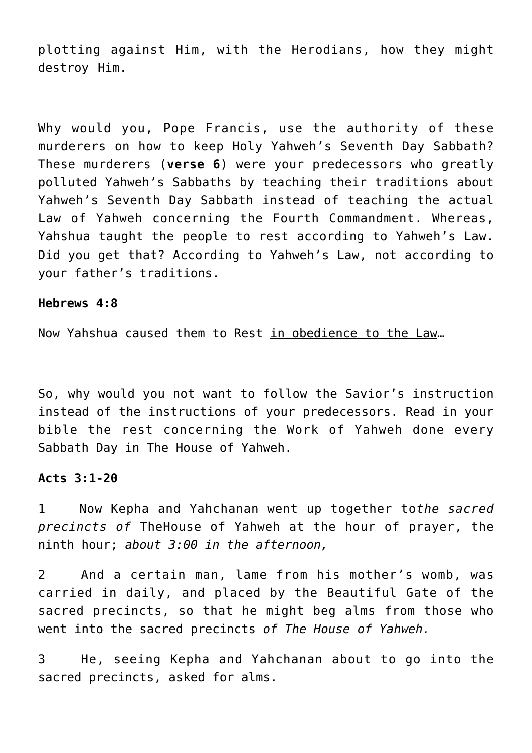plotting against Him, with the Herodians, how they might destroy Him.

Why would you, Pope Francis, use the authority of these murderers on how to keep Holy Yahweh's Seventh Day Sabbath? These murderers (**verse 6**) were your predecessors who greatly polluted Yahweh's Sabbaths by teaching their traditions about Yahweh's Seventh Day Sabbath instead of teaching the actual Law of Yahweh concerning the Fourth Commandment. Whereas, <u>Yahshua taught the people to rest according to Yahweh's Law</u>. Did you get that? According to Yahweh's Law, not according to your father's traditions.

**Hebrews 4:8**

Now Yahshua caused them to Rest <u>in obedience to the Law</u>…

So, why would you not want to follow the Savior's instruction instead of the instructions of your predecessors. Read in your bible the rest concerning the Work of Yahweh done every Sabbath Day in The House of Yahweh.

**Acts 3:1-20**

1 Now Kepha and Yahchanan went up together to*the sacred precincts of* TheHouse of Yahweh at the hour of prayer, the ninth hour; *about 3:00 in the afternoon,*

2 And a certain man, lame from his mother's womb, was carried in daily, and placed by the Beautiful Gate of the sacred precincts, so that he might beg alms from those who went into the sacred precincts *of The House of Yahweh.*

3 He, seeing Kepha and Yahchanan about to go into the sacred precincts, asked for alms.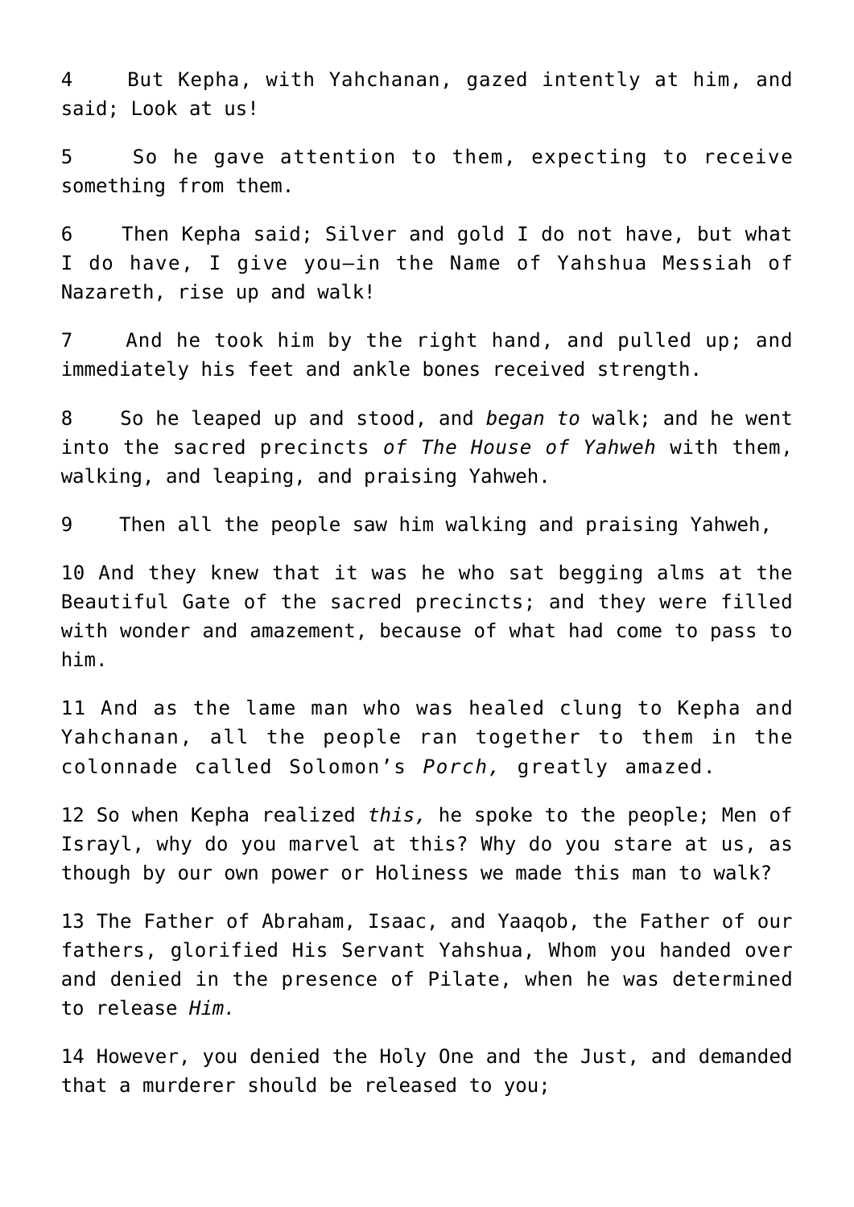4 But Kepha, with Yahchanan, gazed intently at him, and said; Look at us!

5 So he gave attention to them, expecting to receive something from them.

6 Then Kepha said; Silver and gold I do not have, but what I do have, I give you—in the Name of Yahshua Messiah of Nazareth, rise up and walk!

7 And he took him by the right hand, and pulled up; and immediately his feet and ankle bones received strength.

8 So he leaped up and stood, and *began to* walk; and he went into the sacred precincts *of The House of Yahweh* with them, walking, and leaping, and praising Yahweh.

9 Then all the people saw him walking and praising Yahweh,

10 And they knew that it was he who sat begging alms at the Beautiful Gate of the sacred precincts; and they were filled with wonder and amazement, because of what had come to pass to him.

11 And as the lame man who was healed clung to Kepha and Yahchanan, all the people ran together to them in the colonnade called Solomon's *Porch,* greatly amazed.

12 So when Kepha realized *this,* he spoke to the people; Men of Israyl, why do you marvel at this? Why do you stare at us, as though by our own power or Holiness we made this man to walk?

13 The Father of Abraham, Isaac, and Yaaqob, the Father of our fathers, glorified His Servant Yahshua, Whom you handed over and denied in the presence of Pilate, when he was determined to release *Him.*

14 However, you denied the Holy One and the Just, and demanded that a murderer should be released to you;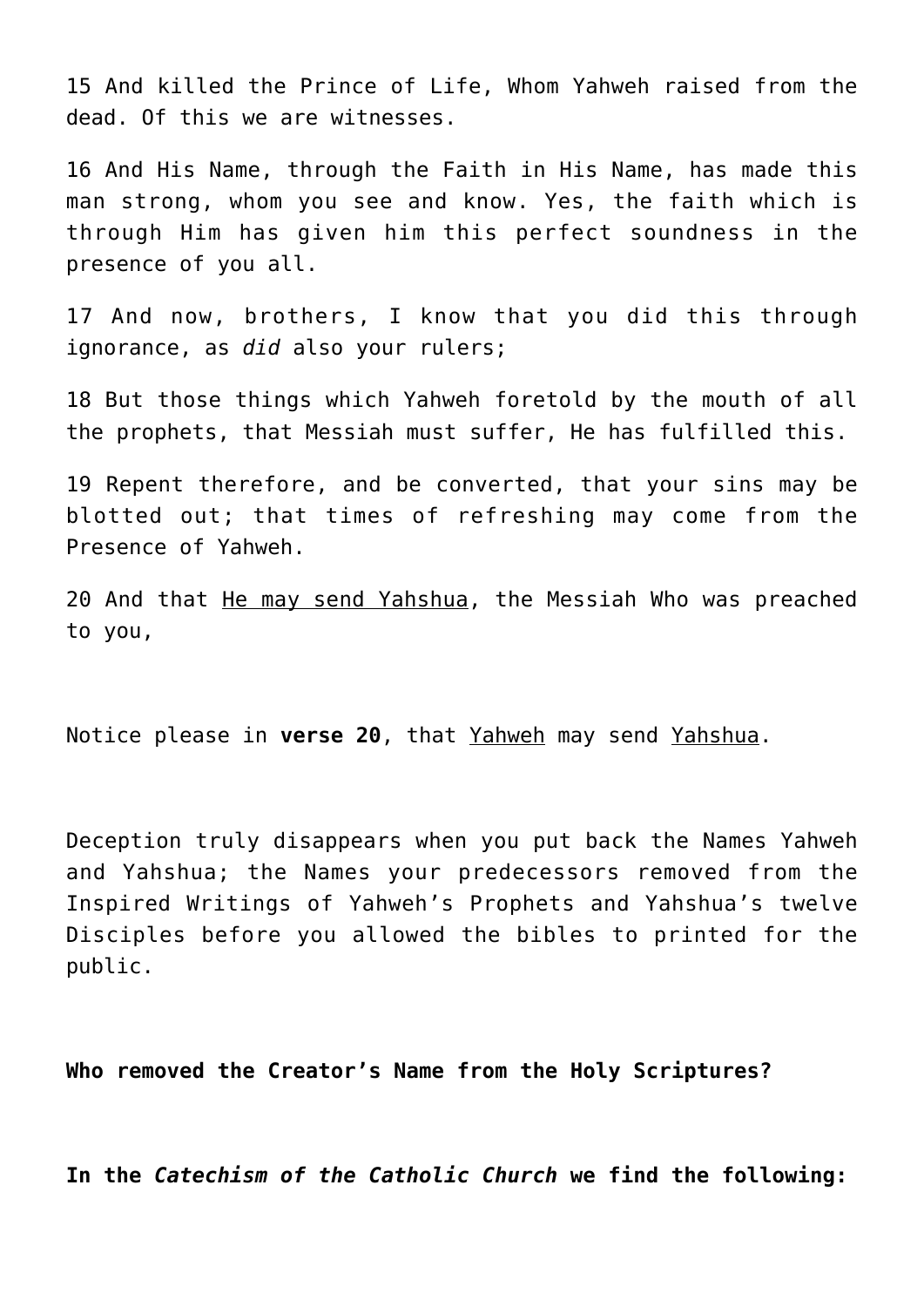15 And killed the Prince of Life, Whom Yahweh raised from the dead. Of this we are witnesses.

16 And His Name, through the Faith in His Name, has made this man strong, whom you see and know. Yes, the faith which is through Him has given him this perfect soundness in the presence of you all.

17 And now, brothers, I know that you did this through ignorance, as *did* also your rulers;

18 But those things which Yahweh foretold by the mouth of all the prophets, that Messiah must suffer, He has fulfilled this.

19 Repent therefore, and be converted, that your sins may be blotted out; that times of refreshing may come from the Presence of Yahweh.

20 And that <u>He may send Yahshua</u>, the Messiah Who was preached to you,

Notice please in **verse 20**, that <u>Yahweh</u> may send <u>Yahshua</u>.

Deception truly disappears when you put back the Names Yahweh and Yahshua; the Names your predecessors removed from the Inspired Writings of Yahweh's Prophets and Yahshua's twelve Disciples before you allowed the bibles to printed for the public.

**Who removed the Creator's Name from the Holy Scriptures?**

**In the *Catechism of the Catholic Church* we find the following:**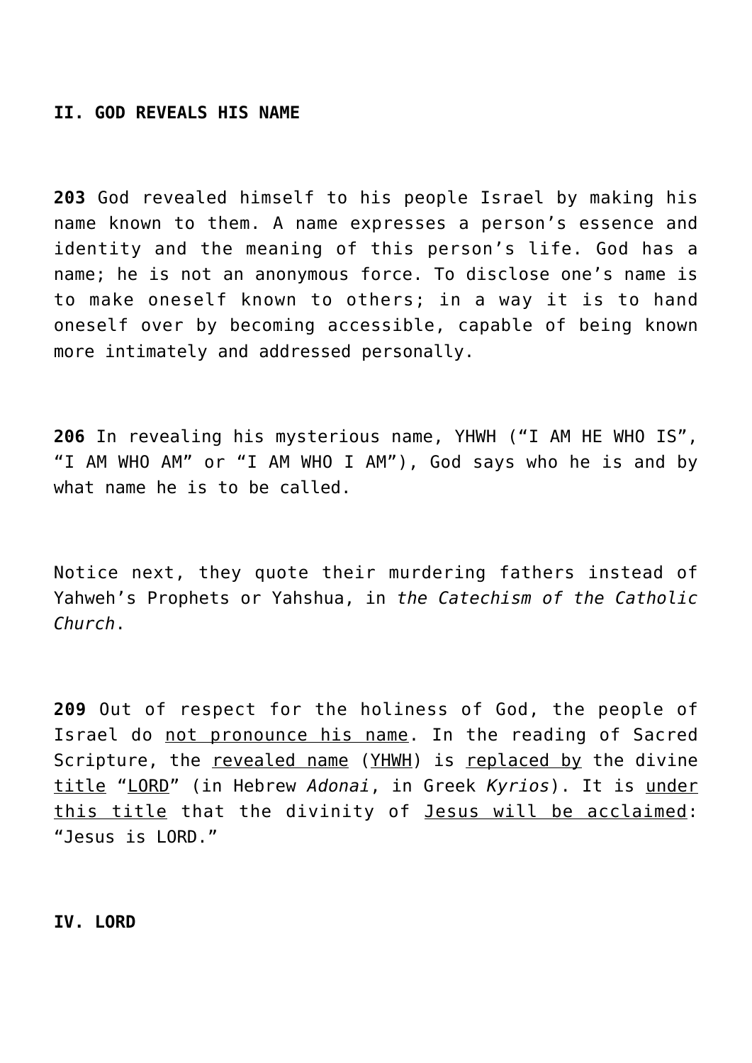**II. GOD REVEALS HIS NAME**

**203** God revealed himself to his people Israel by making his name known to them. A name expresses a person's essence and identity and the meaning of this person's life. God has a name; he is not an anonymous force. To disclose one's name is to make oneself known to others; in a way it is to hand oneself over by becoming accessible, capable of being known more intimately and addressed personally.

**206** In revealing his mysterious name, YHWH ("I AM HE WHO IS", "I AM WHO AM" or "I AM WHO I AM"), God says who he is and by what name he is to be called.

Notice next, they quote their murdering fathers instead of Yahweh's Prophets or Yahshua, in *the Catechism of the Catholic Church*.

**209** Out of respect for the holiness of God, the people of Israel do <u>not pronounce his name</u>. In the reading of Sacred Scripture, the <u>revealed name</u> (<u>YHWH</u>) is <u>replaced by</u> the divine <u>title</u> "<u>LORD</u>" (in Hebrew *Adonai*, in Greek *Kyrios*). It is <u>under this title</u> that the divinity of <u>Jesus will be acclaimed</u>: "Jesus is LORD."

**IV. LORD**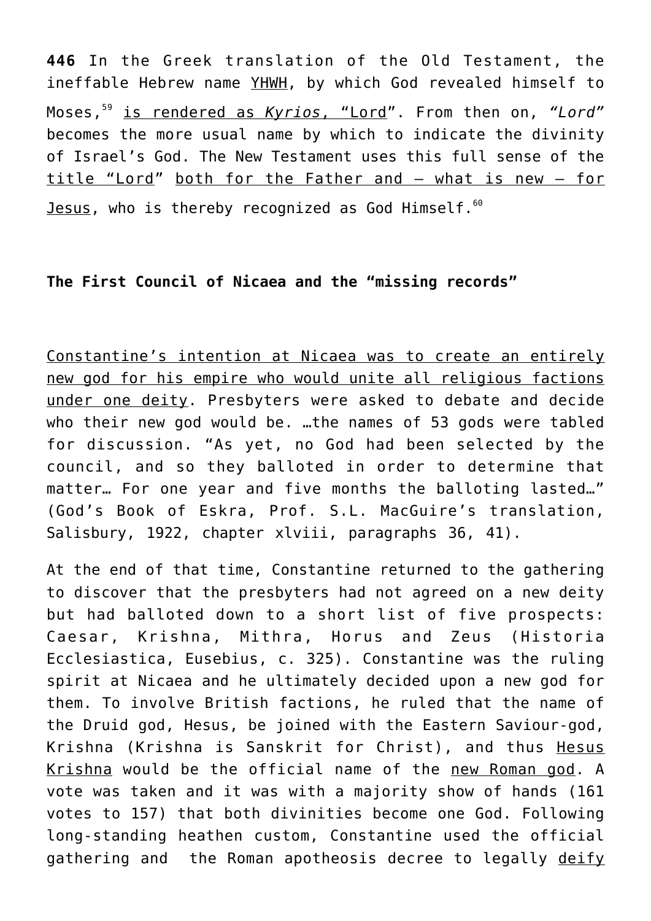**446** In the Greek translation of the Old Testament, the ineffable Hebrew name YHWH, by which God revealed himself to Moses,[59] is rendered as *Kyrios*, "Lord". From then on, *"Lord"* becomes the more usual name by which to indicate the divinity of Israel's God. The New Testament uses this full sense of the title "Lord" both for the Father and – what is new – for Jesus, who is thereby recognized as God Himself.[60]

**The First Council of Nicaea and the "missing records"**

Constantine's intention at Nicaea was to create an entirely new god for his empire who would unite all religious factions under one deity. Presbyters were asked to debate and decide who their new god would be. …the names of 53 gods were tabled for discussion. "As yet, no God had been selected by the council, and so they balloted in order to determine that matter… For one year and five months the balloting lasted…" (God's Book of Eskra, Prof. S.L. MacGuire's translation, Salisbury, 1922, chapter xlviii, paragraphs 36, 41).

At the end of that time, Constantine returned to the gathering to discover that the presbyters had not agreed on a new deity but had balloted down to a short list of five prospects: Caesar, Krishna, Mithra, Horus and Zeus (Historia Ecclesiastica, Eusebius, c. 325). Constantine was the ruling spirit at Nicaea and he ultimately decided upon a new god for them. To involve British factions, he ruled that the name of the Druid god, Hesus, be joined with the Eastern Saviour-god, Krishna (Krishna is Sanskrit for Christ), and thus Hesus Krishna would be the official name of the new Roman god. A vote was taken and it was with a majority show of hands (161 votes to 157) that both divinities become one God. Following long-standing heathen custom, Constantine used the official gathering and the Roman apotheosis decree to legally deify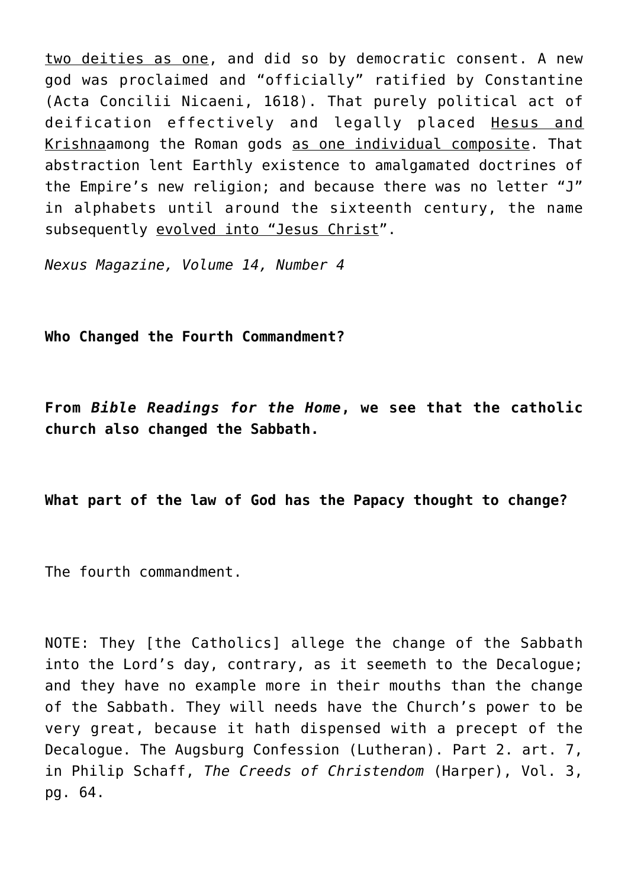two deities as one, and did so by democratic consent. A new god was proclaimed and "officially" ratified by Constantine (Acta Concilii Nicaeni, 1618). That purely political act of deification effectively and legally placed Hesus and Krishnaamong the Roman gods as one individual composite. That abstraction lent Earthly existence to amalgamated doctrines of the Empire's new religion; and because there was no letter "J" in alphabets until around the sixteenth century, the name subsequently evolved into "Jesus Christ".

*Nexus Magazine, Volume 14, Number 4*

**Who Changed the Fourth Commandment?**

**From *Bible Readings for the Home*, we see that the catholic church also changed the Sabbath.**

**What part of the law of God has the Papacy thought to change?**

The fourth commandment.

NOTE: They [the Catholics] allege the change of the Sabbath into the Lord's day, contrary, as it seemeth to the Decalogue; and they have no example more in their mouths than the change of the Sabbath. They will needs have the Church's power to be very great, because it hath dispensed with a precept of the Decalogue. The Augsburg Confession (Lutheran). Part 2. art. 7, in Philip Schaff, *The Creeds of Christendom* (Harper), Vol. 3, pg. 64.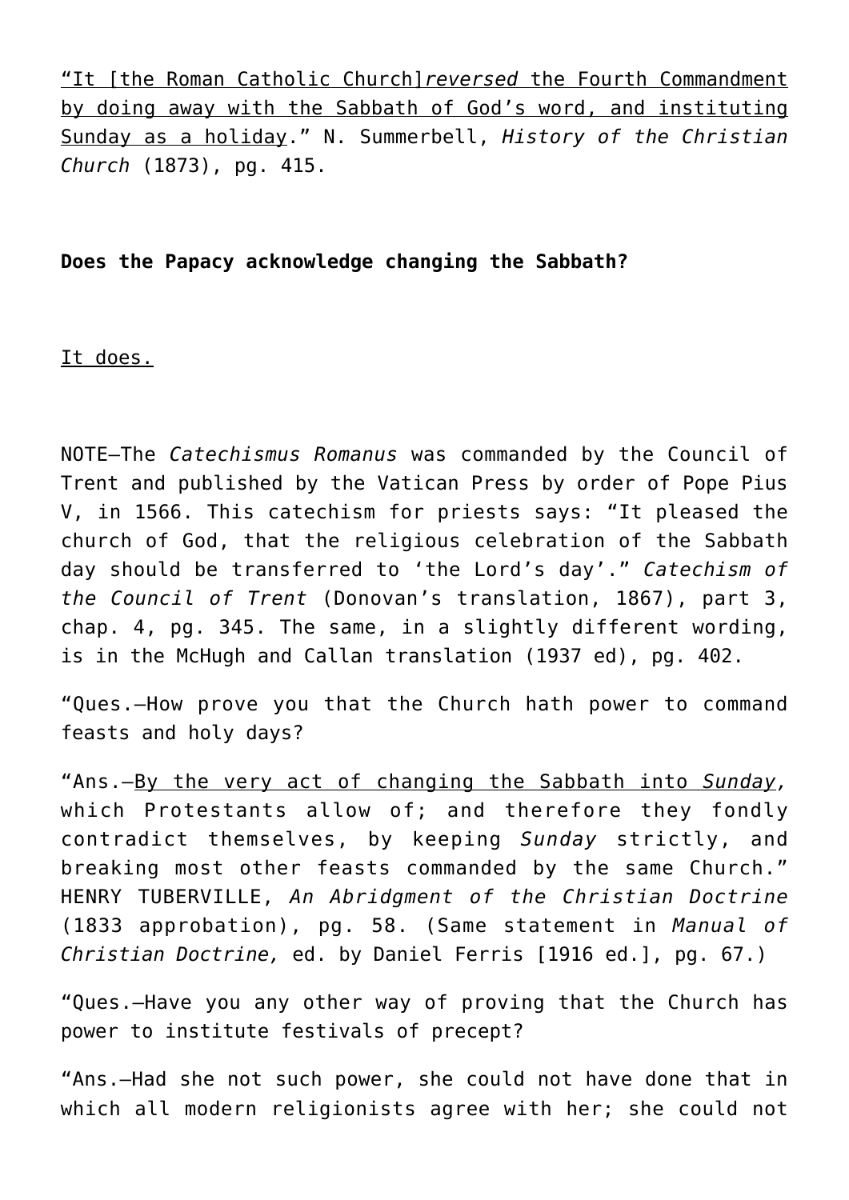<u>"It [the Roman Catholic Church]*reversed* the Fourth Commandment by doing away with the Sabbath of God's word, and instituting Sunday as a holiday</u>." N. Summerbell, *History of the Christian Church* (1873), pg. 415.

**Does the Papacy acknowledge changing the Sabbath?**

<u>It does.</u>

NOTE—The *Catechismus Romanus* was commanded by the Council of Trent and published by the Vatican Press by order of Pope Pius V, in 1566. This catechism for priests says: "It pleased the church of God, that the religious celebration of the Sabbath day should be transferred to 'the Lord's day'." *Catechism of the Council of Trent* (Donovan's translation, 1867), part 3, chap. 4, pg. 345. The same, in a slightly different wording, is in the McHugh and Callan translation (1937 ed), pg. 402.

"Ques.—How prove you that the Church hath power to command feasts and holy days?

"Ans.—<u>By the very act of changing the Sabbath into *Sunday*,</u> which Protestants allow of; and therefore they fondly contradict themselves, by keeping *Sunday* strictly, and breaking most other feasts commanded by the same Church." HENRY TUBERVILLE, *An Abridgment of the Christian Doctrine* (1833 approbation), pg. 58. (Same statement in *Manual of Christian Doctrine,* ed. by Daniel Ferris [1916 ed.], pg. 67.)

"Ques.—Have you any other way of proving that the Church has power to institute festivals of precept?

"Ans.—Had she not such power, she could not have done that in which all modern religionists agree with her; she could not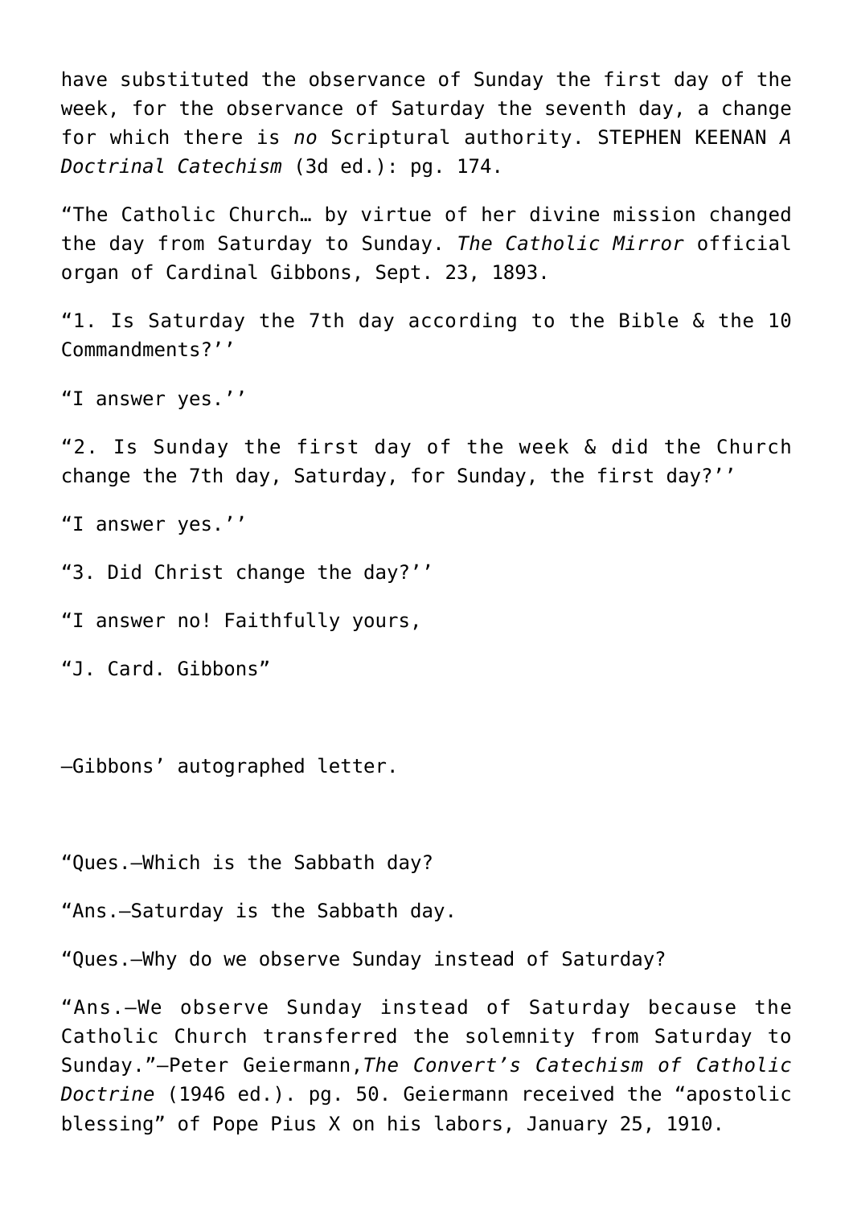have substituted the observance of Sunday the first day of the week, for the observance of Saturday the seventh day, a change for which there is *no* Scriptural authority. STEPHEN KEENAN *A Doctrinal Catechism* (3d ed.): pg. 174.

“The Catholic Church… by virtue of her divine mission changed the day from Saturday to Sunday. *The Catholic Mirror* official organ of Cardinal Gibbons, Sept. 23, 1893.

“1. Is Saturday the 7th day according to the Bible & the 10 Commandments?’’

“I answer yes.’’

“2. Is Sunday the first day of the week & did the Church change the 7th day, Saturday, for Sunday, the first day?’’

“I answer yes.’’

“3. Did Christ change the day?’’

“I answer no! Faithfully yours,

“J. Card. Gibbons”

—Gibbons’ autographed letter.

“Ques.—Which is the Sabbath day?

“Ans.—Saturday is the Sabbath day.

“Ques.—Why do we observe Sunday instead of Saturday?

“Ans.—We observe Sunday instead of Saturday because the Catholic Church transferred the solemnity from Saturday to Sunday.”—Peter Geiermann,*The Convert’s Catechism of Catholic Doctrine* (1946 ed.). pg. 50. Geiermann received the “apostolic blessing” of Pope Pius X on his labors, January 25, 1910.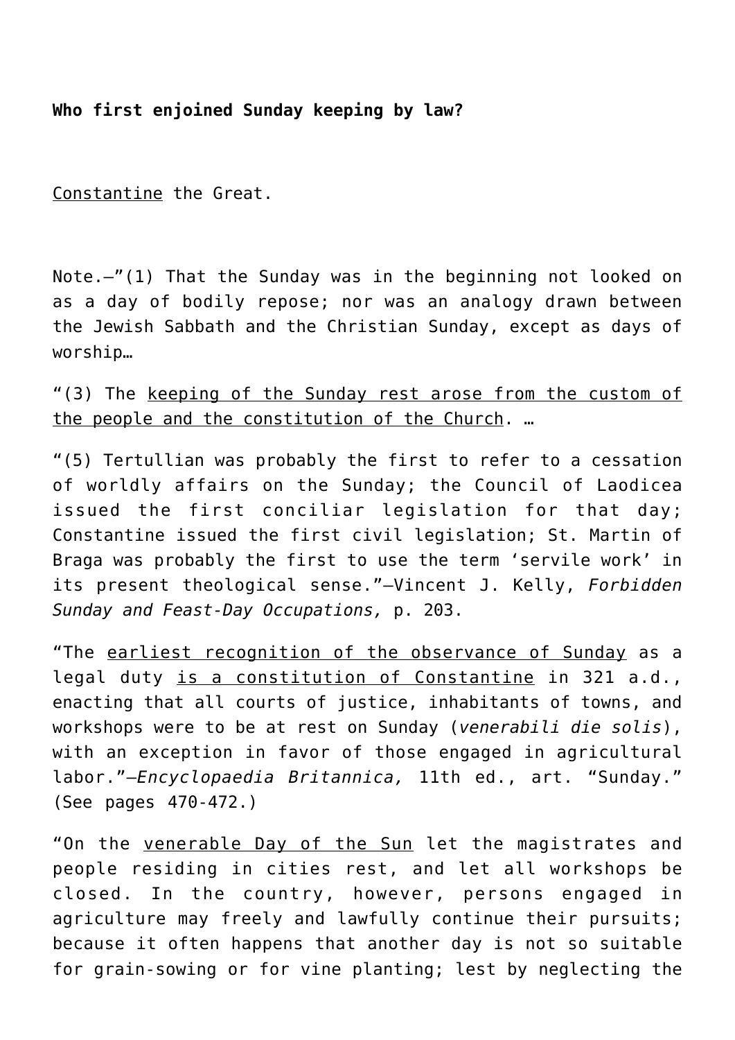**Who first enjoined Sunday keeping by law?**

Constantine the Great.

Note.—"(1) That the Sunday was in the beginning not looked on as a day of bodily repose; nor was an analogy drawn between the Jewish Sabbath and the Christian Sunday, except as days of worship…

"(3) The keeping of the Sunday rest arose from the custom of the people and the constitution of the Church. …

"(5) Tertullian was probably the first to refer to a cessation of worldly affairs on the Sunday; the Council of Laodicea issued the first conciliar legislation for that day; Constantine issued the first civil legislation; St. Martin of Braga was probably the first to use the term 'servile work' in its present theological sense."—Vincent J. Kelly, *Forbidden Sunday and Feast-Day Occupations,* p. 203.

"The earliest recognition of the observance of Sunday as a legal duty is a constitution of Constantine in 321 a.d., enacting that all courts of justice, inhabitants of towns, and workshops were to be at rest on Sunday (*venerabili die solis*), with an exception in favor of those engaged in agricultural labor."—*Encyclopaedia Britannica,* 11th ed., art. "Sunday." (See pages 470-472.)

"On the venerable Day of the Sun let the magistrates and people residing in cities rest, and let all workshops be closed. In the country, however, persons engaged in agriculture may freely and lawfully continue their pursuits; because it often happens that another day is not so suitable for grain-sowing or for vine planting; lest by neglecting the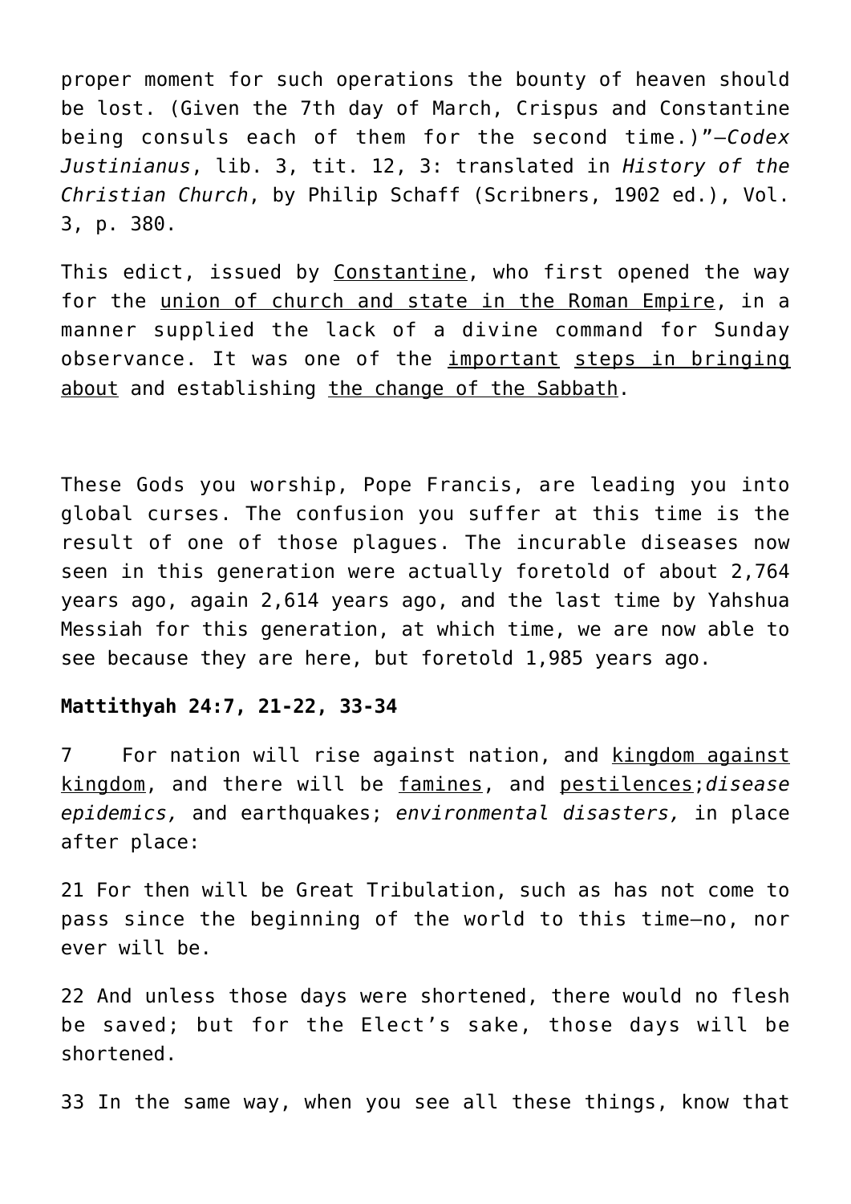proper moment for such operations the bounty of heaven should be lost. (Given the 7th day of March, Crispus and Constantine being consuls each of them for the second time.)"—*Codex Justinianus*, lib. 3, tit. 12, 3: translated in *History of the Christian Church*, by Philip Schaff (Scribners, 1902 ed.), Vol. 3, p. 380.

This edict, issued by Constantine, who first opened the way for the union of church and state in the Roman Empire, in a manner supplied the lack of a divine command for Sunday observance. It was one of the important steps in bringing about and establishing the change of the Sabbath.

These Gods you worship, Pope Francis, are leading you into global curses. The confusion you suffer at this time is the result of one of those plagues. The incurable diseases now seen in this generation were actually foretold of about 2,764 years ago, again 2,614 years ago, and the last time by Yahshua Messiah for this generation, at which time, we are now able to see because they are here, but foretold 1,985 years ago.

**Mattithyah 24:7, 21-22, 33-34**

7 For nation will rise against nation, and kingdom against kingdom, and there will be famines, and pestilences;*disease epidemics,* and earthquakes; *environmental disasters,* in place after place:

21 For then will be Great Tribulation, such as has not come to pass since the beginning of the world to this time—no, nor ever will be.

22 And unless those days were shortened, there would no flesh be saved; but for the Elect's sake, those days will be shortened.

33 In the same way, when you see all these things, know that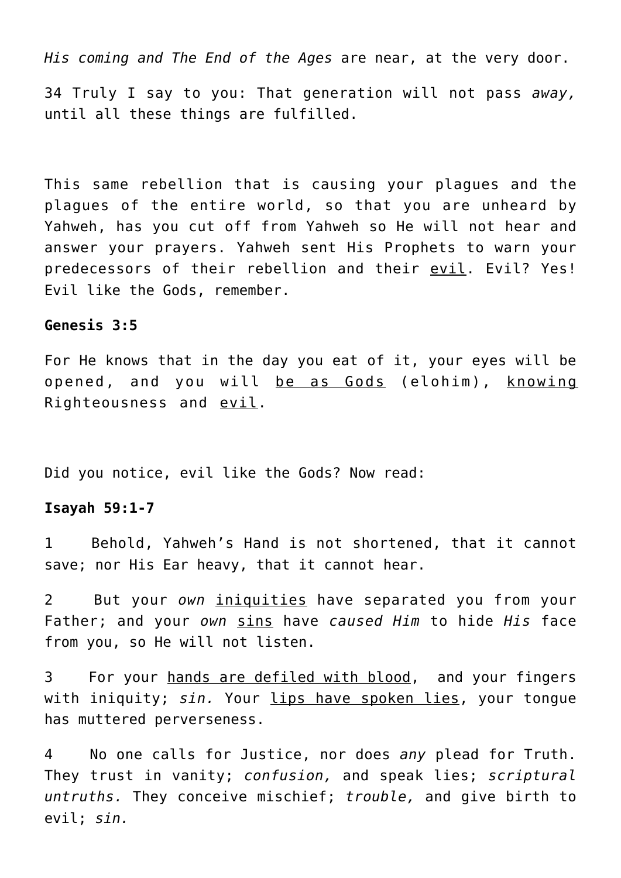*His coming and The End of the Ages* are near, at the very door.

34 Truly I say to you: That generation will not pass *away,* until all these things are fulfilled.

This same rebellion that is causing your plagues and the plagues of the entire world, so that you are unheard by Yahweh, has you cut off from Yahweh so He will not hear and answer your prayers. Yahweh sent His Prophets to warn your predecessors of their rebellion and their <u>evil</u>. Evil? Yes! Evil like the Gods, remember.

**Genesis 3:5**

For He knows that in the day you eat of it, your eyes will be opened, and you will <u>be as Gods</u> (elohim), <u>knowing</u> Righteousness and <u>evil</u>.

Did you notice, evil like the Gods? Now read:

**Isayah 59:1-7**

1 Behold, Yahweh's Hand is not shortened, that it cannot save; nor His Ear heavy, that it cannot hear.

2 But your *own* <u>iniquities</u> have separated you from your Father; and your *own* <u>sins</u> have *caused Him* to hide *His* face from you, so He will not listen.

3 For your <u>hands are defiled with blood</u>, and your fingers with iniquity; *sin.* Your <u>lips have spoken lies</u>, your tongue has muttered perverseness.

4 No one calls for Justice, nor does *any* plead for Truth. They trust in vanity; *confusion,* and speak lies; *scriptural untruths.* They conceive mischief; *trouble,* and give birth to evil; *sin.*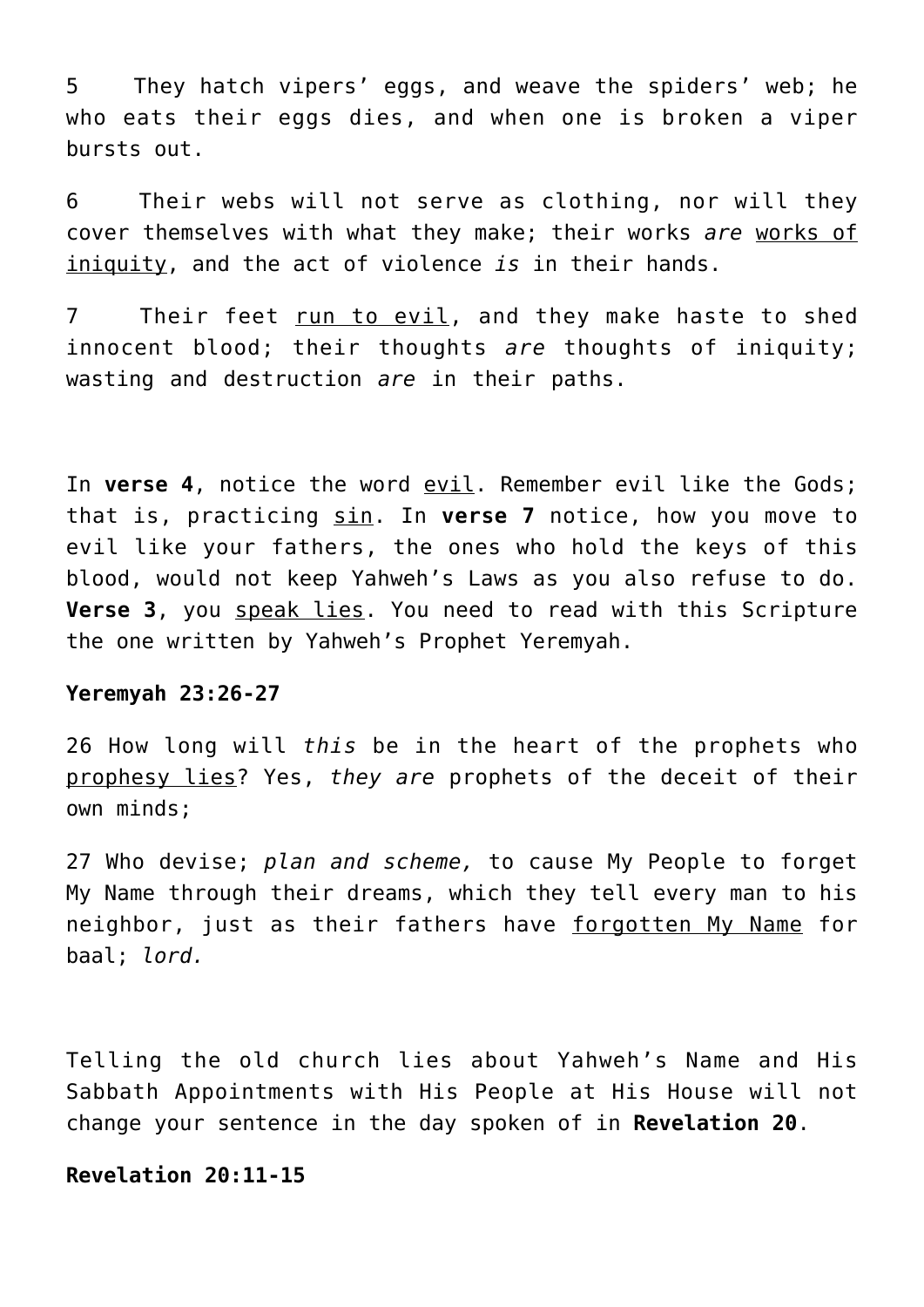5 They hatch vipers' eggs, and weave the spiders' web; he who eats their eggs dies, and when one is broken a viper bursts out.

6 Their webs will not serve as clothing, nor will they cover themselves with what they make; their works *are* <u>works of iniquity</u>, and the act of violence *is* in their hands.

7 Their feet <u>run to evil</u>, and they make haste to shed innocent blood; their thoughts *are* thoughts of iniquity; wasting and destruction *are* in their paths.

In **verse 4**, notice the word <u>evil</u>. Remember evil like the Gods; that is, practicing <u>sin</u>. In **verse 7** notice, how you move to evil like your fathers, the ones who hold the keys of this blood, would not keep Yahweh's Laws as you also refuse to do. **Verse 3**, you <u>speak lies</u>. You need to read with this Scripture the one written by Yahweh's Prophet Yeremyah.

**Yeremyah 23:26-27**

26 How long will *this* be in the heart of the prophets who <u>prophesy lies</u>? Yes, *they are* prophets of the deceit of their own minds;

27 Who devise; *plan and scheme,* to cause My People to forget My Name through their dreams, which they tell every man to his neighbor, just as their fathers have <u>forgotten My Name</u> for baal; *lord.*

Telling the old church lies about Yahweh's Name and His Sabbath Appointments with His People at His House will not change your sentence in the day spoken of in **Revelation 20**.

**Revelation 20:11-15**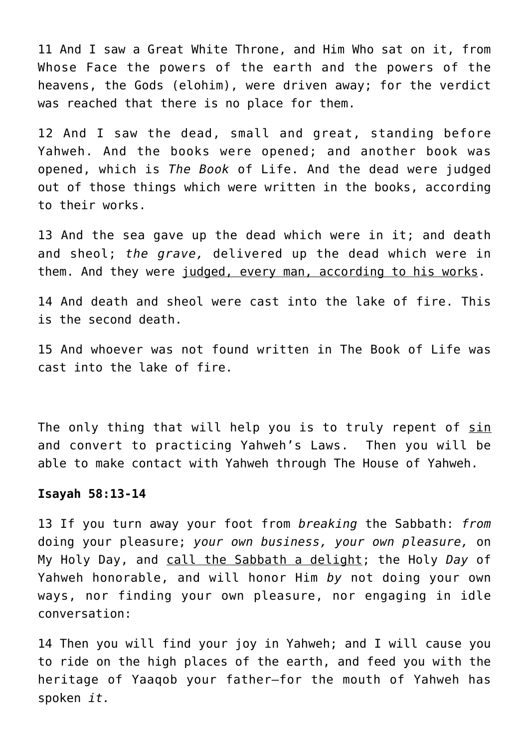11 And I saw a Great White Throne, and Him Who sat on it, from Whose Face the powers of the earth and the powers of the heavens, the Gods (elohim), were driven away; for the verdict was reached that there is no place for them.

12 And I saw the dead, small and great, standing before Yahweh. And the books were opened; and another book was opened, which is *The Book* of Life. And the dead were judged out of those things which were written in the books, according to their works.

13 And the sea gave up the dead which were in it; and death and sheol; *the grave,* delivered up the dead which were in them. And they were judged, every man, according to his works.

14 And death and sheol were cast into the lake of fire. This is the second death.

15 And whoever was not found written in The Book of Life was cast into the lake of fire.

The only thing that will help you is to truly repent of sin and convert to practicing Yahweh's Laws. Then you will be able to make contact with Yahweh through The House of Yahweh.

**Isayah 58:13-14**

13 If you turn away your foot from *breaking* the Sabbath: *from* doing your pleasure; *your own business, your own pleasure,* on My Holy Day, and call the Sabbath a delight; the Holy *Day* of Yahweh honorable, and will honor Him *by* not doing your own ways, nor finding your own pleasure, nor engaging in idle conversation:

14 Then you will find your joy in Yahweh; and I will cause you to ride on the high places of the earth, and feed you with the heritage of Yaaqob your father—for the mouth of Yahweh has spoken *it.*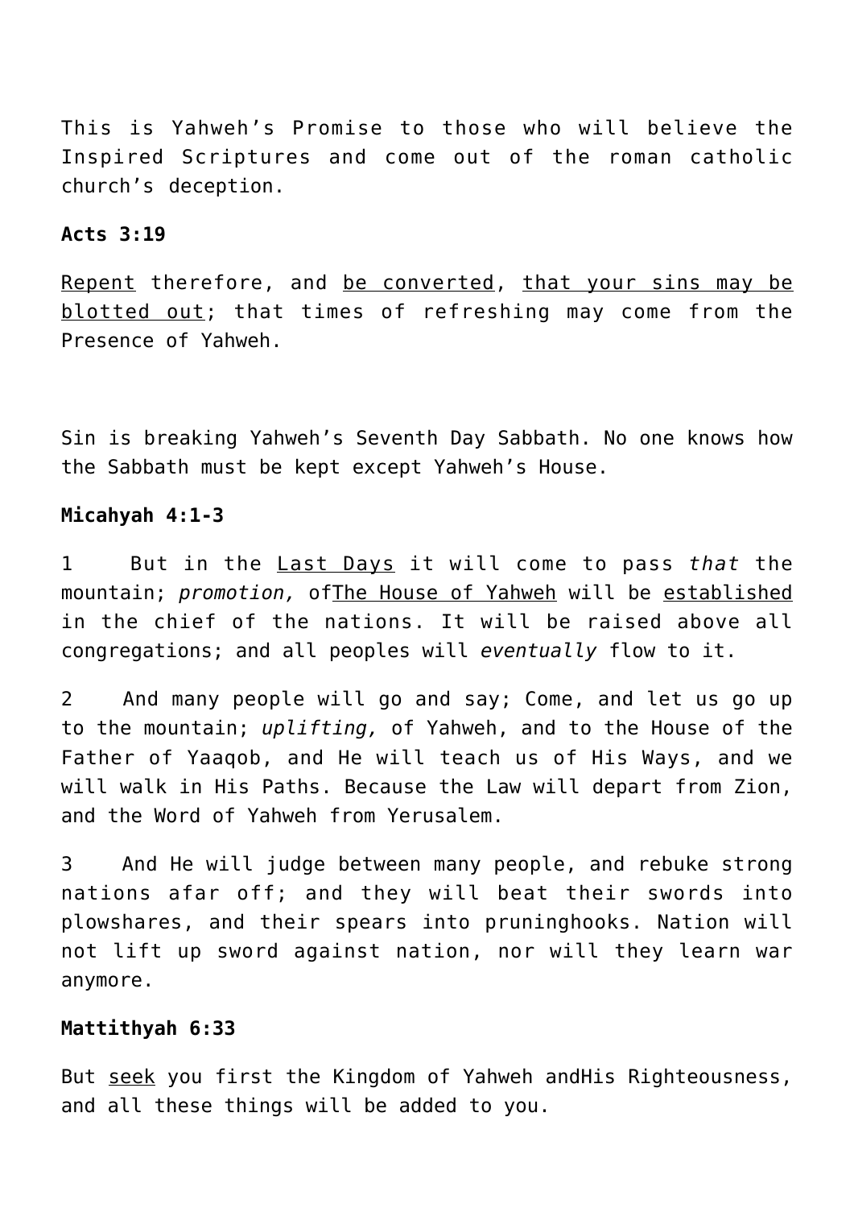This is Yahweh's Promise to those who will believe the Inspired Scriptures and come out of the roman catholic church's deception.

**Acts 3:19**

<u>Repent</u> therefore, and <u>be converted</u>, <u>that your sins may be blotted out</u>; that times of refreshing may come from the Presence of Yahweh.

Sin is breaking Yahweh's Seventh Day Sabbath. No one knows how the Sabbath must be kept except Yahweh's House.

**Micahyah 4:1-3**

1  But in the <u>Last Days</u> it will come to pass *that* the mountain; *promotion,* of<u>The House of Yahweh</u> will be <u>established</u> in the chief of the nations. It will be raised above all congregations; and all peoples will *eventually* flow to it.

2  And many people will go and say; Come, and let us go up to the mountain; *uplifting,* of Yahweh, and to the House of the Father of Yaaqob, and He will teach us of His Ways, and we will walk in His Paths. Because the Law will depart from Zion, and the Word of Yahweh from Yerusalem.

3  And He will judge between many people, and rebuke strong nations afar off; and they will beat their swords into plowshares, and their spears into pruninghooks. Nation will not lift up sword against nation, nor will they learn war anymore.

**Mattithyah 6:33**

But <u>seek</u> you first the Kingdom of Yahweh andHis Righteousness, and all these things will be added to you.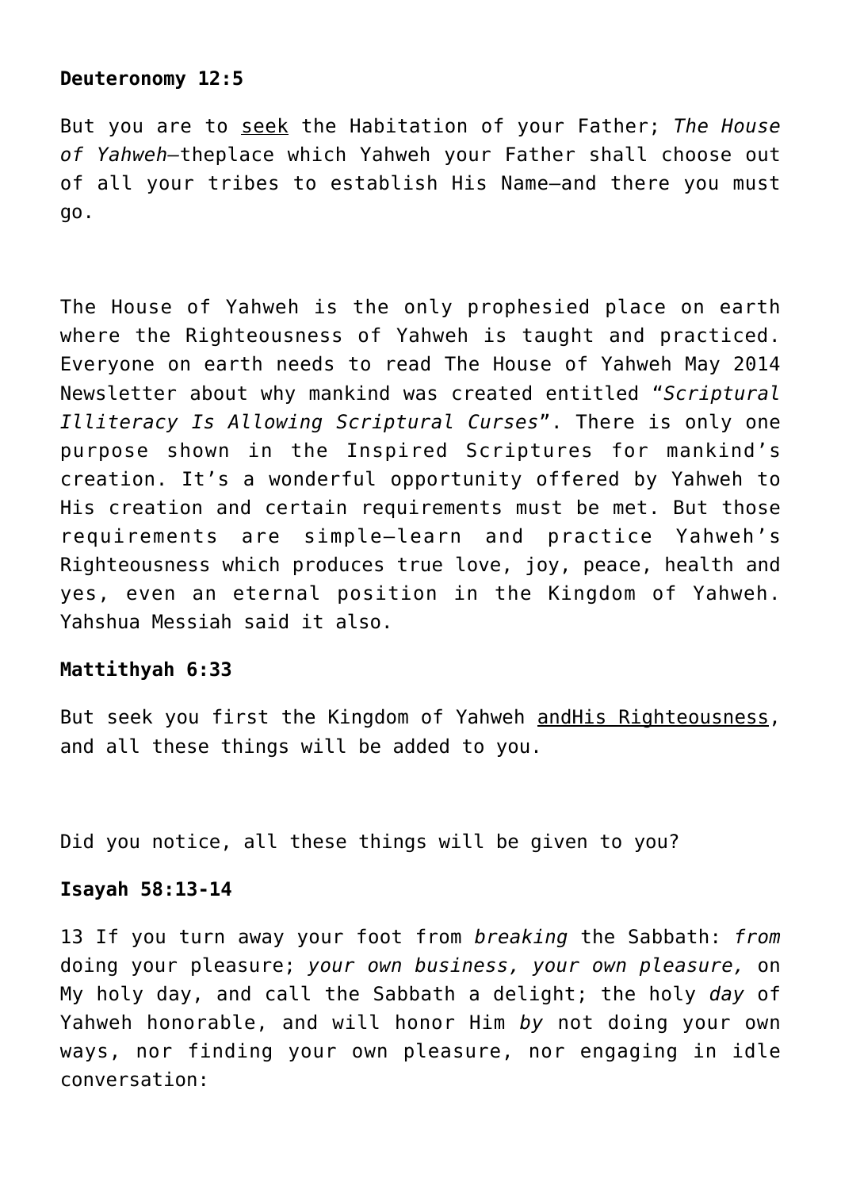**Deuteronomy 12:5**

But you are to <u>seek</u> the Habitation of your Father; *The House of Yahweh*—theplace which Yahweh your Father shall choose out of all your tribes to establish His Name—and there you must go.

The House of Yahweh is the only prophesied place on earth where the Righteousness of Yahweh is taught and practiced. Everyone on earth needs to read The House of Yahweh May 2014 Newsletter about why mankind was created entitled "*Scriptural Illiteracy Is Allowing Scriptural Curses*". There is only one purpose shown in the Inspired Scriptures for mankind's creation. It's a wonderful opportunity offered by Yahweh to His creation and certain requirements must be met. But those requirements are simple—learn and practice Yahweh's Righteousness which produces true love, joy, peace, health and yes, even an eternal position in the Kingdom of Yahweh. Yahshua Messiah said it also.

**Mattithyah 6:33**

But seek you first the Kingdom of Yahweh <u>andHis Righteousness</u>, and all these things will be added to you.

Did you notice, all these things will be given to you?

**Isayah 58:13-14**

13 If you turn away your foot from *breaking* the Sabbath: *from* doing your pleasure; *your own business, your own pleasure,* on My holy day, and call the Sabbath a delight; the holy *day* of Yahweh honorable, and will honor Him *by* not doing your own ways, nor finding your own pleasure, nor engaging in idle conversation: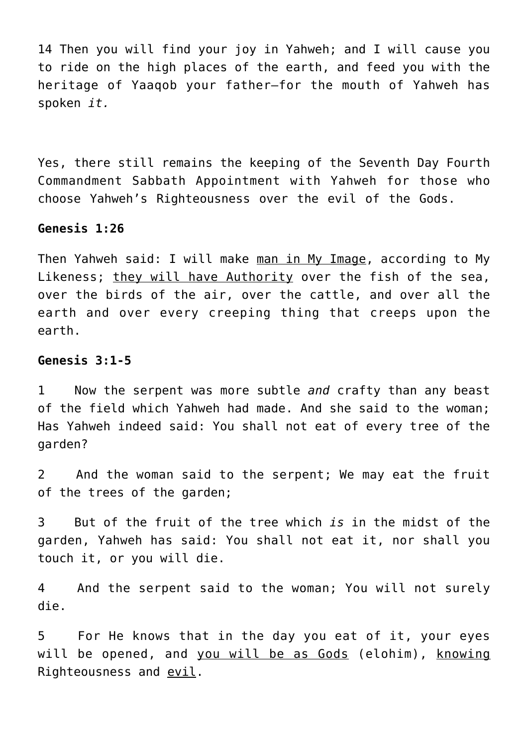14 Then you will find your joy in Yahweh; and I will cause you to ride on the high places of the earth, and feed you with the heritage of Yaaqob your father—for the mouth of Yahweh has spoken *it.*

Yes, there still remains the keeping of the Seventh Day Fourth Commandment Sabbath Appointment with Yahweh for those who choose Yahweh's Righteousness over the evil of the Gods.

**Genesis 1:26**

Then Yahweh said: I will make man in My Image, according to My Likeness; they will have Authority over the fish of the sea, over the birds of the air, over the cattle, and over all the earth and over every creeping thing that creeps upon the earth.

**Genesis 3:1-5**

1 Now the serpent was more subtle *and* crafty than any beast of the field which Yahweh had made. And she said to the woman; Has Yahweh indeed said: You shall not eat of every tree of the garden?

2 And the woman said to the serpent; We may eat the fruit of the trees of the garden;

3 But of the fruit of the tree which *is* in the midst of the garden, Yahweh has said: You shall not eat it, nor shall you touch it, or you will die.

4 And the serpent said to the woman; You will not surely die.

5 For He knows that in the day you eat of it, your eyes will be opened, and you will be as Gods (elohim), knowing Righteousness and evil.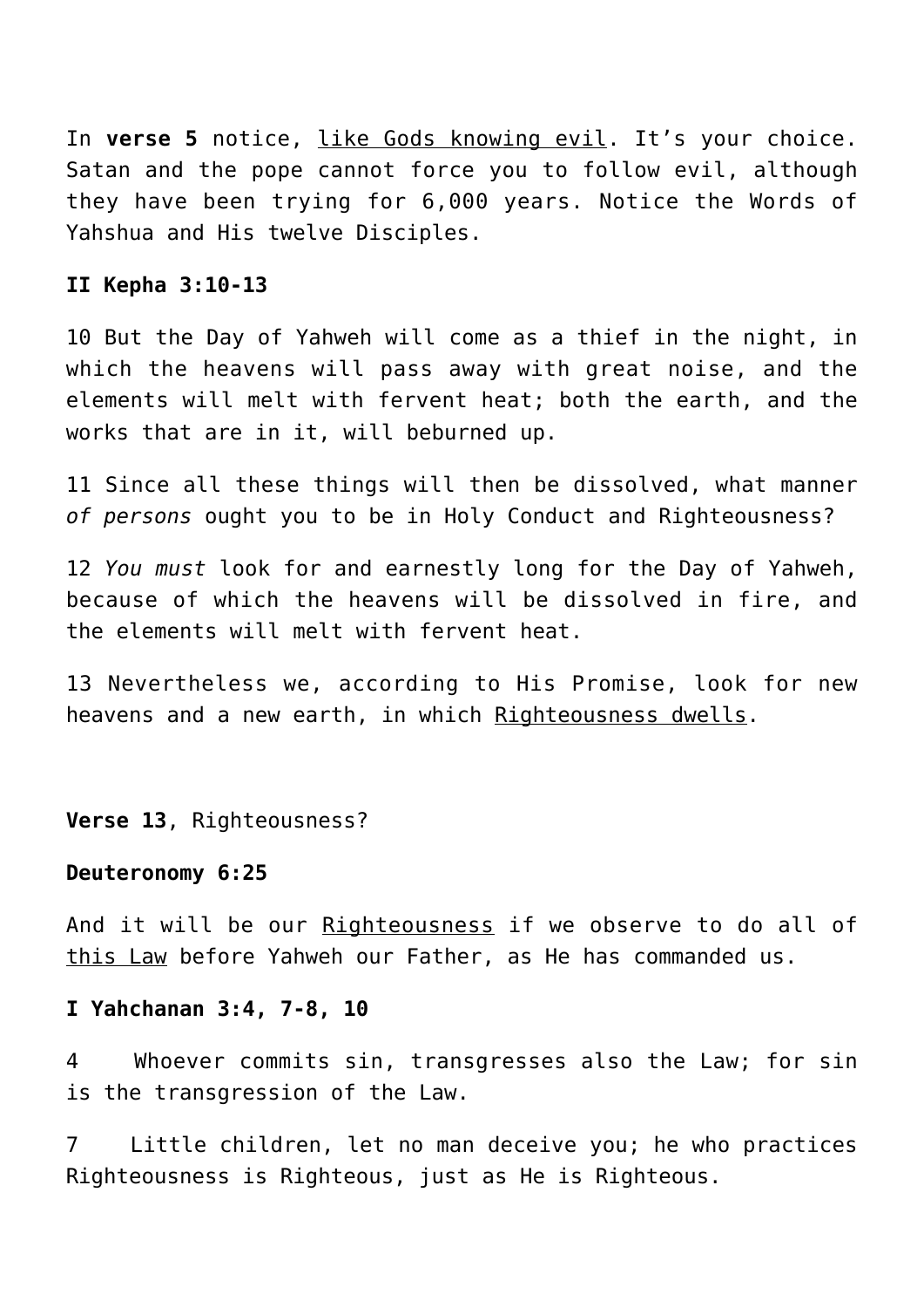In **verse 5** notice, <u>like Gods knowing evil</u>. It's your choice. Satan and the pope cannot force you to follow evil, although they have been trying for 6,000 years. Notice the Words of Yahshua and His twelve Disciples.

**II Kepha 3:10-13**

10 But the Day of Yahweh will come as a thief in the night, in which the heavens will pass away with great noise, and the elements will melt with fervent heat; both the earth, and the works that are in it, will beburned up.

11 Since all these things will then be dissolved, what manner *of persons* ought you to be in Holy Conduct and Righteousness?

12 *You must* look for and earnestly long for the Day of Yahweh, because of which the heavens will be dissolved in fire, and the elements will melt with fervent heat.

13 Nevertheless we, according to His Promise, look for new heavens and a new earth, in which <u>Righteousness dwells</u>.

**Verse 13**, Righteousness?

**Deuteronomy 6:25**

And it will be our <u>Righteousness</u> if we observe to do all of <u>this Law</u> before Yahweh our Father, as He has commanded us.

**I Yahchanan 3:4, 7-8, 10**

4 Whoever commits sin, transgresses also the Law; for sin is the transgression of the Law.

7 Little children, let no man deceive you; he who practices Righteousness is Righteous, just as He is Righteous.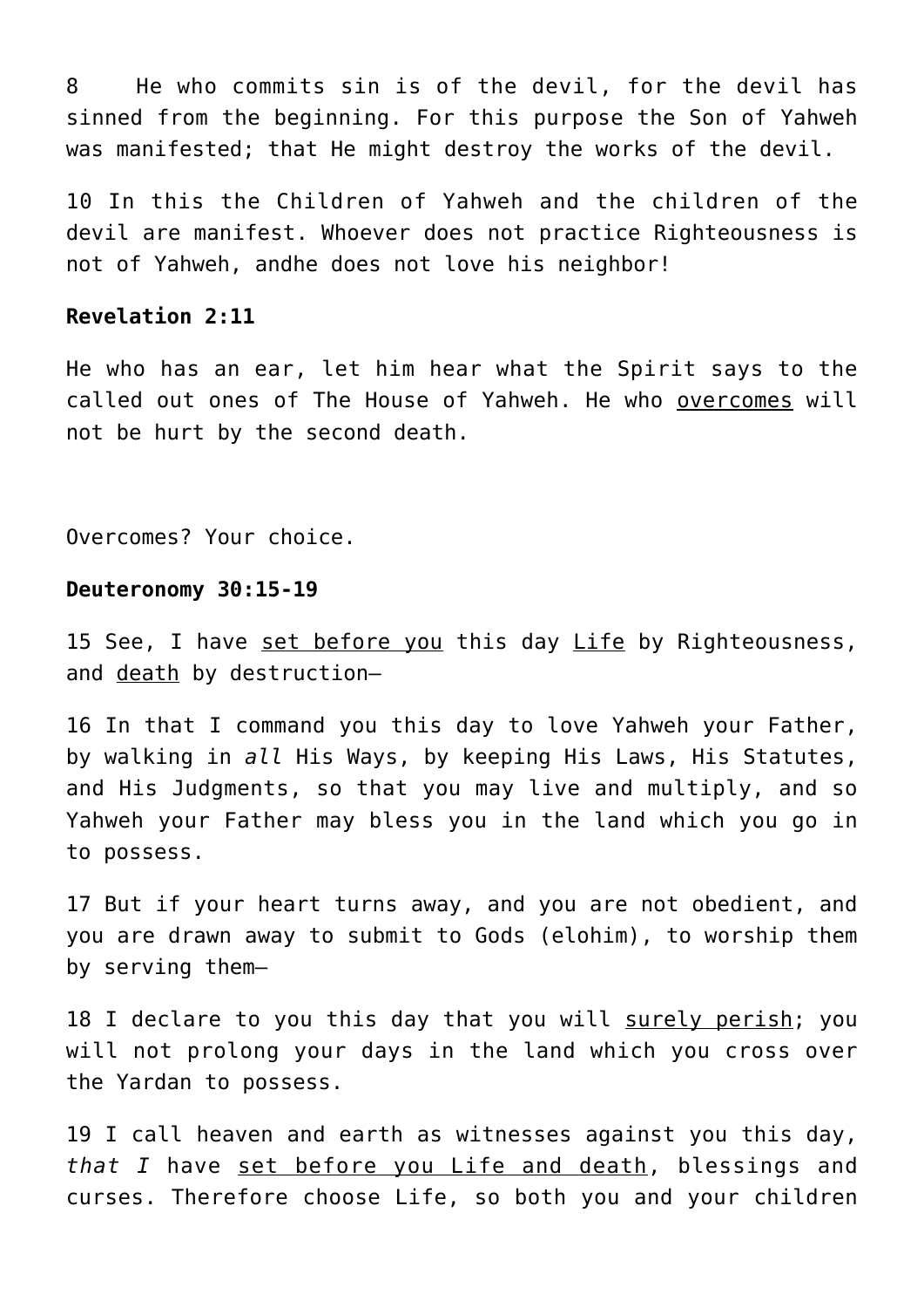8 He who commits sin is of the devil, for the devil has sinned from the beginning. For this purpose the Son of Yahweh was manifested; that He might destroy the works of the devil.

10 In this the Children of Yahweh and the children of the devil are manifest. Whoever does not practice Righteousness is not of Yahweh, andhe does not love his neighbor!

**Revelation 2:11**

He who has an ear, let him hear what the Spirit says to the called out ones of The House of Yahweh. He who <u>overcomes</u> will not be hurt by the second death.

Overcomes? Your choice.

**Deuteronomy 30:15-19**

15 See, I have <u>set before you</u> this day <u>Life</u> by Righteousness, and <u>death</u> by destruction—

16 In that I command you this day to love Yahweh your Father, by walking in *all* His Ways, by keeping His Laws, His Statutes, and His Judgments, so that you may live and multiply, and so Yahweh your Father may bless you in the land which you go in to possess.

17 But if your heart turns away, and you are not obedient, and you are drawn away to submit to Gods (elohim), to worship them by serving them—

18 I declare to you this day that you will <u>surely perish</u>; you will not prolong your days in the land which you cross over the Yardan to possess.

19 I call heaven and earth as witnesses against you this day, *that I* have <u>set before you Life and death</u>, blessings and curses. Therefore choose Life, so both you and your children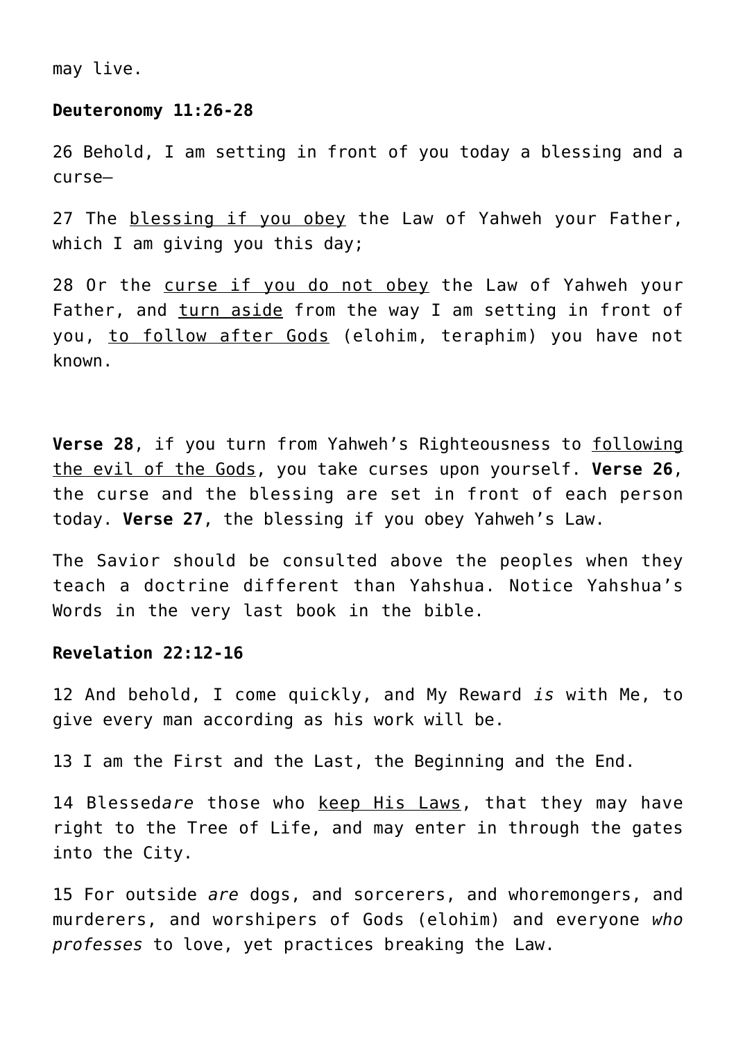may live.

**Deuteronomy 11:26-28**

26 Behold, I am setting in front of you today a blessing and a curse—

27 The <u>blessing if you obey</u> the Law of Yahweh your Father, which I am giving you this day;

28 Or the <u>curse if you do not obey</u> the Law of Yahweh your Father, and <u>turn aside</u> from the way I am setting in front of you, <u>to follow after Gods</u> (elohim, teraphim) you have not known.

**Verse 28**, if you turn from Yahweh's Righteousness to <u>following the evil of the Gods</u>, you take curses upon yourself. **Verse 26**, the curse and the blessing are set in front of each person today. **Verse 27**, the blessing if you obey Yahweh's Law.

The Savior should be consulted above the peoples when they teach a doctrine different than Yahshua. Notice Yahshua's Words in the very last book in the bible.

**Revelation 22:12-16**

12 And behold, I come quickly, and My Reward *is* with Me, to give every man according as his work will be.

13 I am the First and the Last, the Beginning and the End.

14 Blessed*are* those who <u>keep His Laws</u>, that they may have right to the Tree of Life, and may enter in through the gates into the City.

15 For outside *are* dogs, and sorcerers, and whoremongers, and murderers, and worshipers of Gods (elohim) and everyone *who professes* to love, yet practices breaking the Law.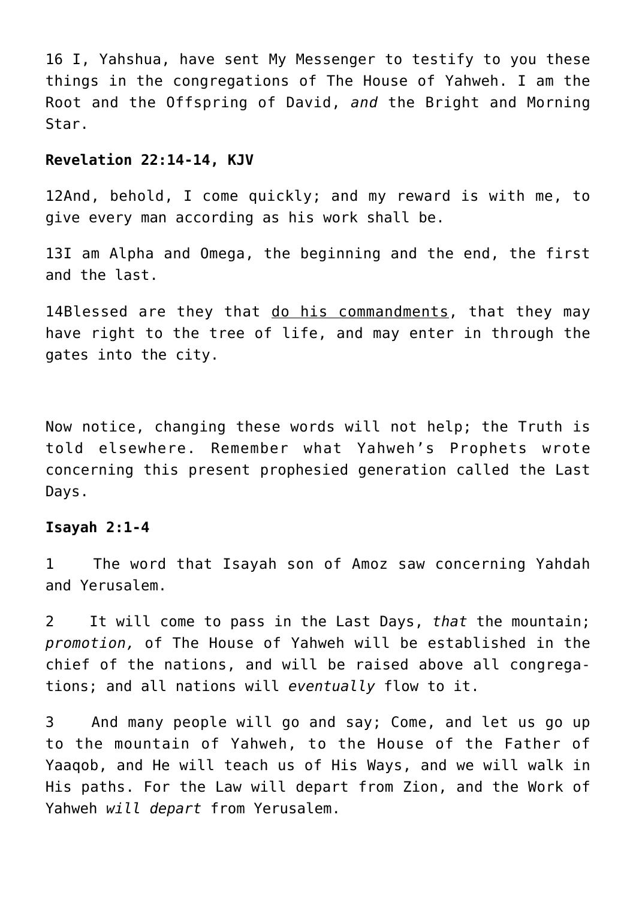16 I, Yahshua, have sent My Messenger to testify to you these things in the congregations of The House of Yahweh. I am the Root and the Offspring of David, *and* the Bright and Morning Star.

**Revelation 22:14-14, KJV**

12And, behold, I come quickly; and my reward is with me, to give every man according as his work shall be.

13I am Alpha and Omega, the beginning and the end, the first and the last.

14Blessed are they that <u>do his commandments</u>, that they may have right to the tree of life, and may enter in through the gates into the city.

Now notice, changing these words will not help; the Truth is told elsewhere. Remember what Yahweh's Prophets wrote concerning this present prophesied generation called the Last Days.

**Isayah 2:1-4**

1 The word that Isayah son of Amoz saw concerning Yahdah and Yerusalem.

2 It will come to pass in the Last Days, *that* the mountain; *promotion,* of The House of Yahweh will be established in the chief of the nations, and will be raised above all congregations; and all nations will *eventually* flow to it.

3 And many people will go and say; Come, and let us go up to the mountain of Yahweh, to the House of the Father of Yaaqob, and He will teach us of His Ways, and we will walk in His paths. For the Law will depart from Zion, and the Work of Yahweh *will depart* from Yerusalem.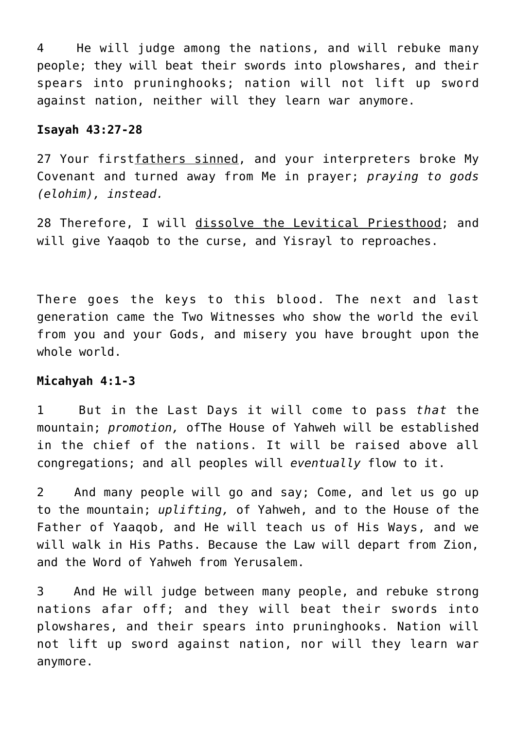4    He will judge among the nations, and will rebuke many people; they will beat their swords into plowshares, and their spears into pruninghooks; nation will not lift up sword against nation, neither will they learn war anymore.

**Isayah 43:27-28**

27 Your firstfathers sinned, and your interpreters broke My Covenant and turned away from Me in prayer; *praying to gods (elohim), instead.*

28 Therefore, I will dissolve the Levitical Priesthood; and will give Yaaqob to the curse, and Yisrayl to reproaches.

There goes the keys to this blood. The next and last generation came the Two Witnesses who show the world the evil from you and your Gods, and misery you have brought upon the whole world.

**Micahyah 4:1-3**

1    But in the Last Days it will come to pass *that* the mountain; *promotion,* ofThe House of Yahweh will be established in the chief of the nations. It will be raised above all congregations; and all peoples will *eventually* flow to it.

2    And many people will go and say; Come, and let us go up to the mountain; *uplifting,* of Yahweh, and to the House of the Father of Yaaqob, and He will teach us of His Ways, and we will walk in His Paths. Because the Law will depart from Zion, and the Word of Yahweh from Yerusalem.

3    And He will judge between many people, and rebuke strong nations afar off; and they will beat their swords into plowshares, and their spears into pruninghooks. Nation will not lift up sword against nation, nor will they learn war anymore.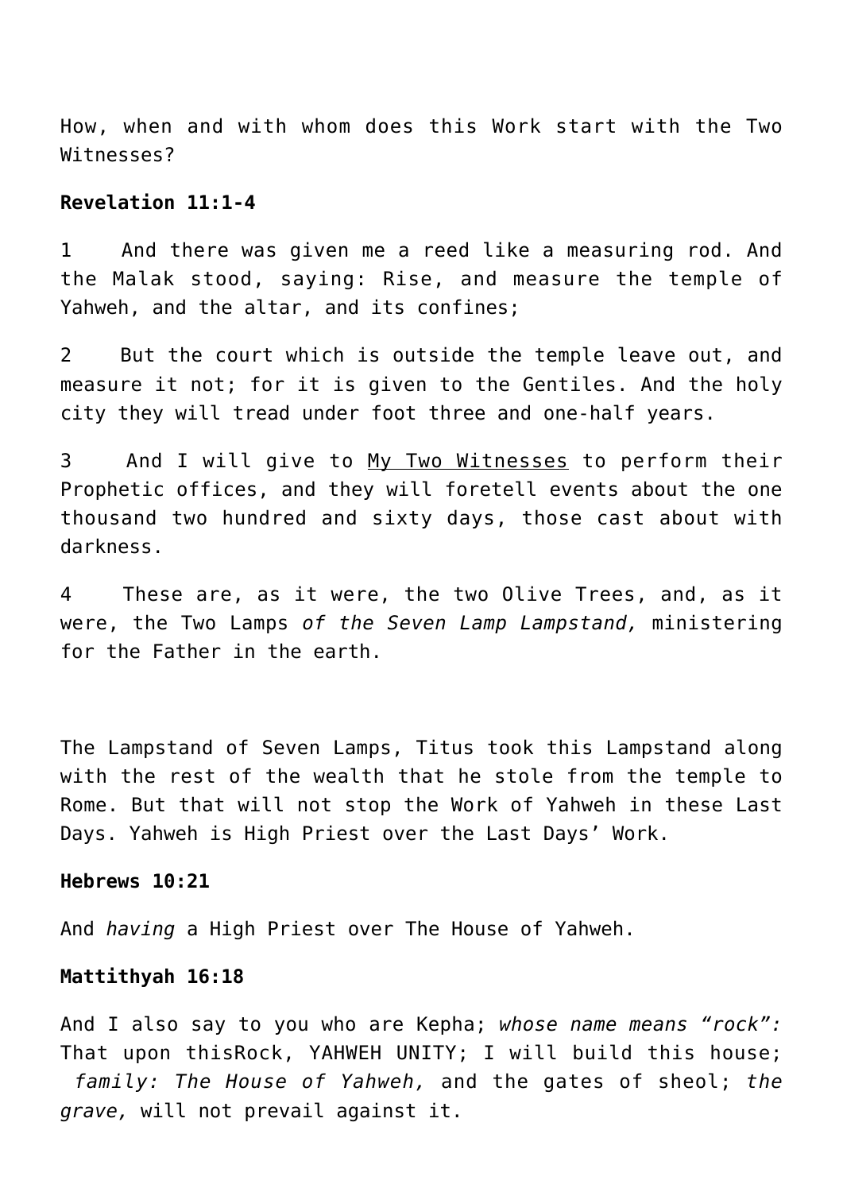How, when and with whom does this Work start with the Two Witnesses?

**Revelation 11:1-4**

1 And there was given me a reed like a measuring rod. And the Malak stood, saying: Rise, and measure the temple of Yahweh, and the altar, and its confines;

2 But the court which is outside the temple leave out, and measure it not; for it is given to the Gentiles. And the holy city they will tread under foot three and one-half years.

3 And I will give to <u>My Two Witnesses</u> to perform their Prophetic offices, and they will foretell events about the one thousand two hundred and sixty days, those cast about with darkness.

4 These are, as it were, the two Olive Trees, and, as it were, the Two Lamps *of the Seven Lamp Lampstand,* ministering for the Father in the earth.

The Lampstand of Seven Lamps, Titus took this Lampstand along with the rest of the wealth that he stole from the temple to Rome. But that will not stop the Work of Yahweh in these Last Days. Yahweh is High Priest over the Last Days' Work.

**Hebrews 10:21**

And *having* a High Priest over The House of Yahweh.

**Mattithyah 16:18**

And I also say to you who are Kepha; *whose name means "rock":* That upon thisRock, YAHWEH UNITY; I will build this house; *family: The House of Yahweh,* and the gates of sheol; *the grave,* will not prevail against it.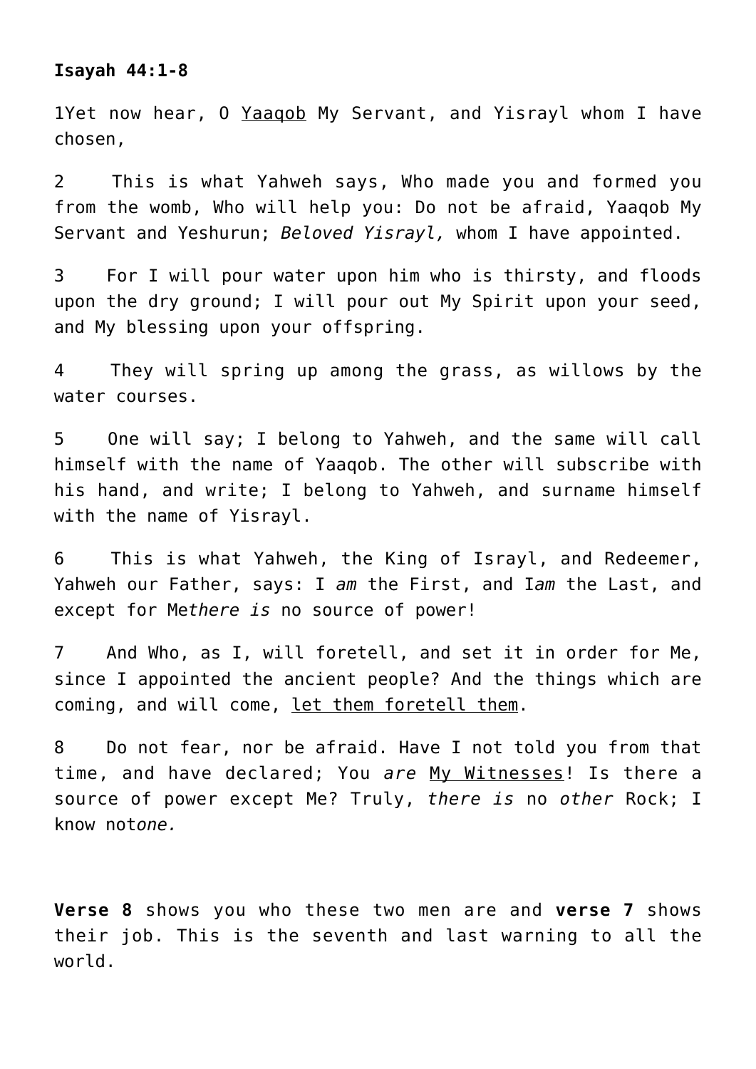**Isayah 44:1-8**

1Yet now hear, O <u>Yaaqob</u> My Servant, and Yisrayl whom I have chosen,

2 This is what Yahweh says, Who made you and formed you from the womb, Who will help you: Do not be afraid, Yaaqob My Servant and Yeshurun; *Beloved Yisrayl,* whom I have appointed.

3 For I will pour water upon him who is thirsty, and floods upon the dry ground; I will pour out My Spirit upon your seed, and My blessing upon your offspring.

4 They will spring up among the grass, as willows by the water courses.

5 One will say; I belong to Yahweh, and the same will call himself with the name of Yaaqob. The other will subscribe with his hand, and write; I belong to Yahweh, and surname himself with the name of Yisrayl.

6 This is what Yahweh, the King of Israyl, and Redeemer, Yahweh our Father, says: I *am* the First, and I*am* the Last, and except for Me*there is* no source of power!

7 And Who, as I, will foretell, and set it in order for Me, since I appointed the ancient people? And the things which are coming, and will come, <u>let them foretell them</u>.

8 Do not fear, nor be afraid. Have I not told you from that time, and have declared; You *are* <u>My Witnesses</u>! Is there a source of power except Me? Truly, *there is* no *other* Rock; I know not*one.*

**Verse 8** shows you who these two men are and **verse 7** shows their job. This is the seventh and last warning to all the world.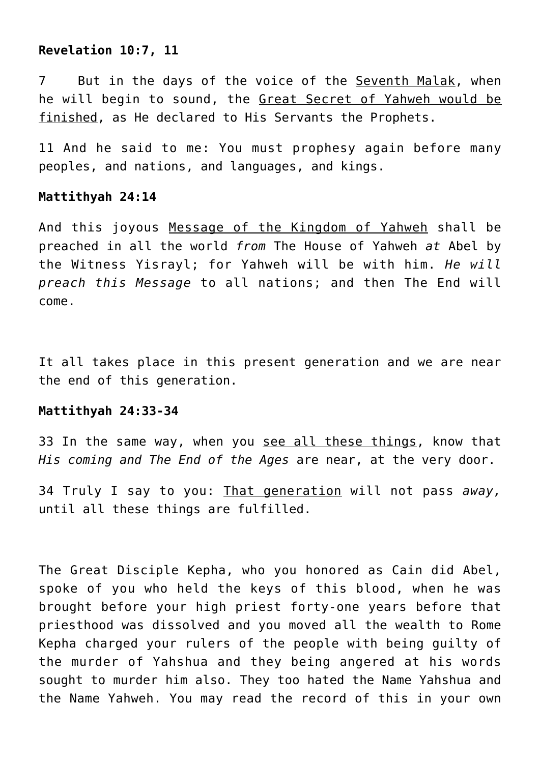**Revelation 10:7, 11**

7 But in the days of the voice of the <u>Seventh Malak</u>, when he will begin to sound, the <u>Great Secret of Yahweh would be finished</u>, as He declared to His Servants the Prophets.

11 And he said to me: You must prophesy again before many peoples, and nations, and languages, and kings.

**Mattithyah 24:14**

And this joyous <u>Message of the Kingdom of Yahweh</u> shall be preached in all the world *from* The House of Yahweh *at* Abel by the Witness Yisrayl; for Yahweh will be with him. *He will preach this Message* to all nations; and then The End will come.

It all takes place in this present generation and we are near the end of this generation.

**Mattithyah 24:33-34**

33 In the same way, when you <u>see all these things</u>, know that *His coming and The End of the Ages* are near, at the very door.

34 Truly I say to you: <u>That generation</u> will not pass *away,* until all these things are fulfilled.

The Great Disciple Kepha, who you honored as Cain did Abel, spoke of you who held the keys of this blood, when he was brought before your high priest forty-one years before that priesthood was dissolved and you moved all the wealth to Rome Kepha charged your rulers of the people with being guilty of the murder of Yahshua and they being angered at his words sought to murder him also. They too hated the Name Yahshua and the Name Yahweh. You may read the record of this in your own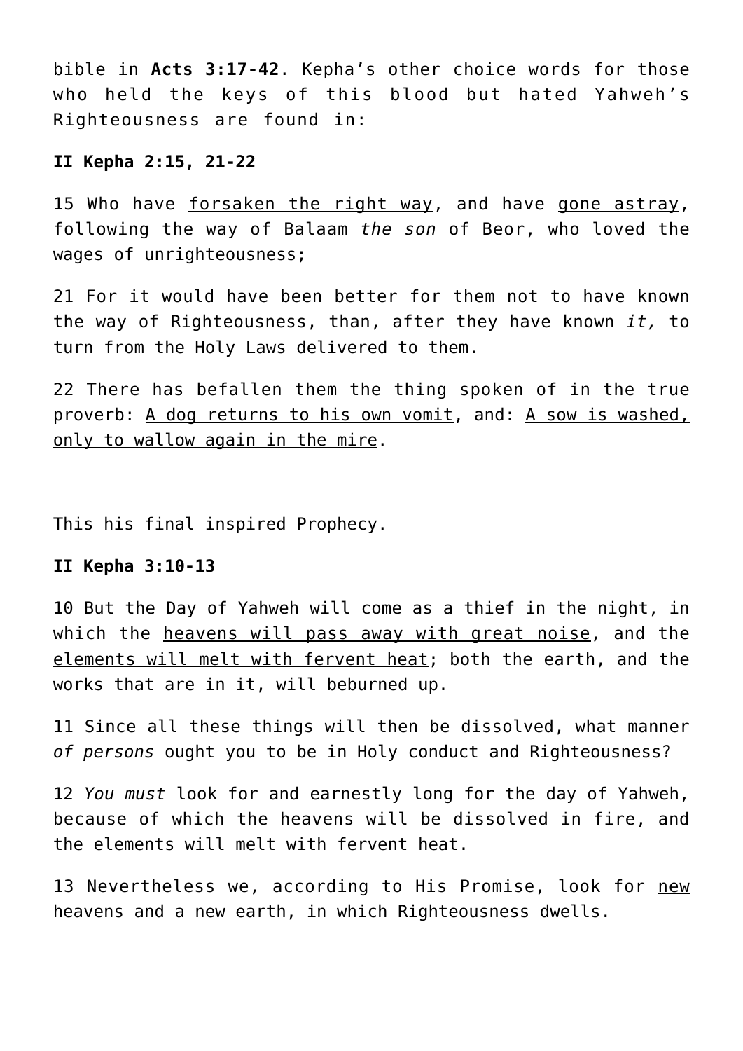bible in **Acts 3:17-42**. Kepha's other choice words for those who held the keys of this blood but hated Yahweh's Righteousness are found in:

**II Kepha 2:15, 21-22**

15 Who have <u>forsaken the right way</u>, and have <u>gone astray</u>, following the way of Balaam *the son* of Beor, who loved the wages of unrighteousness;

21 For it would have been better for them not to have known the way of Righteousness, than, after they have known *it,* to <u>turn from the Holy Laws delivered to them</u>.

22 There has befallen them the thing spoken of in the true proverb: <u>A dog returns to his own vomit</u>, and: <u>A sow is washed, only to wallow again in the mire</u>.

This his final inspired Prophecy.

**II Kepha 3:10-13**

10 But the Day of Yahweh will come as a thief in the night, in which the <u>heavens will pass away with great noise</u>, and the <u>elements will melt with fervent heat</u>; both the earth, and the works that are in it, will <u>beburned up</u>.

11 Since all these things will then be dissolved, what manner *of persons* ought you to be in Holy conduct and Righteousness?

12 *You must* look for and earnestly long for the day of Yahweh, because of which the heavens will be dissolved in fire, and the elements will melt with fervent heat.

13 Nevertheless we, according to His Promise, look for <u>new heavens and a new earth, in which Righteousness dwells</u>.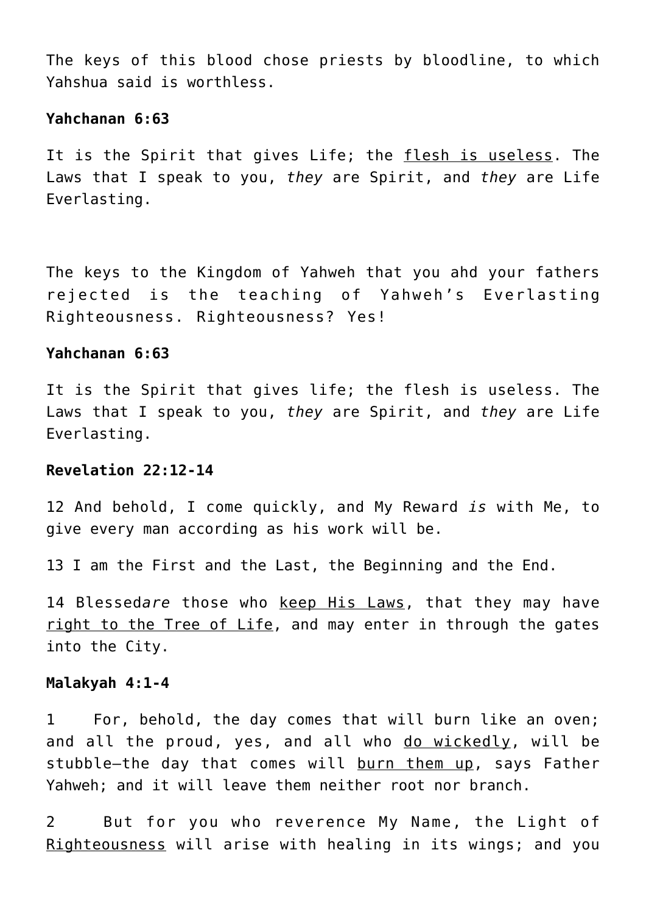The keys of this blood chose priests by bloodline, to which Yahshua said is worthless.

**Yahchanan 6:63**

It is the Spirit that gives Life; the <u>flesh is useless</u>. The Laws that I speak to you, *they* are Spirit, and *they* are Life Everlasting.

The keys to the Kingdom of Yahweh that you ahd your fathers rejected is the teaching of Yahweh's Everlasting Righteousness. Righteousness? Yes!

**Yahchanan 6:63**

It is the Spirit that gives life; the flesh is useless. The Laws that I speak to you, *they* are Spirit, and *they* are Life Everlasting.

**Revelation 22:12-14**

12 And behold, I come quickly, and My Reward *is* with Me, to give every man according as his work will be.

13 I am the First and the Last, the Beginning and the End.

14 Blessed*are* those who <u>keep His Laws</u>, that they may have <u>right to the Tree of Life</u>, and may enter in through the gates into the City.

**Malakyah 4:1-4**

1 For, behold, the day comes that will burn like an oven; and all the proud, yes, and all who <u>do wickedly</u>, will be stubble—the day that comes will <u>burn them up</u>, says Father Yahweh; and it will leave them neither root nor branch.

2 But for you who reverence My Name, the Light of <u>Righteousness</u> will arise with healing in its wings; and you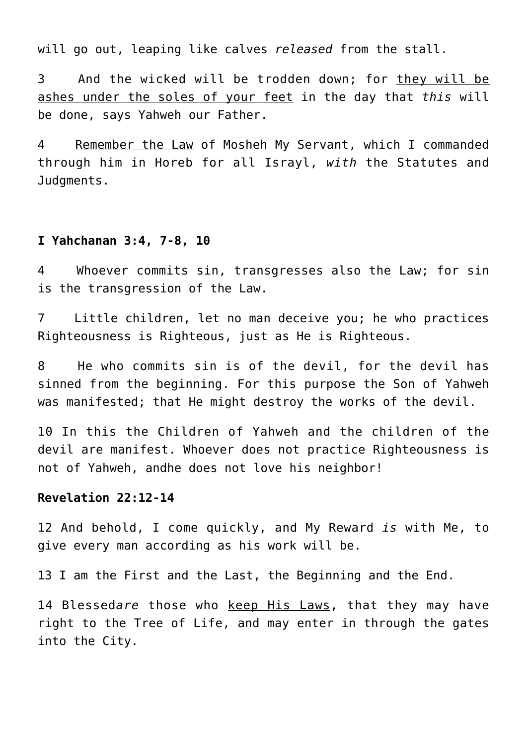will go out, leaping like calves *released* from the stall.

3 And the wicked will be trodden down; for <u>they will be ashes under the soles of your feet</u> in the day that *this* will be done, says Yahweh our Father.

4 <u>Remember the Law</u> of Mosheh My Servant, which I commanded through him in Horeb for all Israyl, *with* the Statutes and Judgments.

**I Yahchanan 3:4, 7-8, 10**

4 Whoever commits sin, transgresses also the Law; for sin is the transgression of the Law.

7 Little children, let no man deceive you; he who practices Righteousness is Righteous, just as He is Righteous.

8 He who commits sin is of the devil, for the devil has sinned from the beginning. For this purpose the Son of Yahweh was manifested; that He might destroy the works of the devil.

10 In this the Children of Yahweh and the children of the devil are manifest. Whoever does not practice Righteousness is not of Yahweh, andhe does not love his neighbor!

**Revelation 22:12-14**

12 And behold, I come quickly, and My Reward *is* with Me, to give every man according as his work will be.

13 I am the First and the Last, the Beginning and the End.

14 Blessed*are* those who <u>keep His Laws</u>, that they may have right to the Tree of Life, and may enter in through the gates into the City.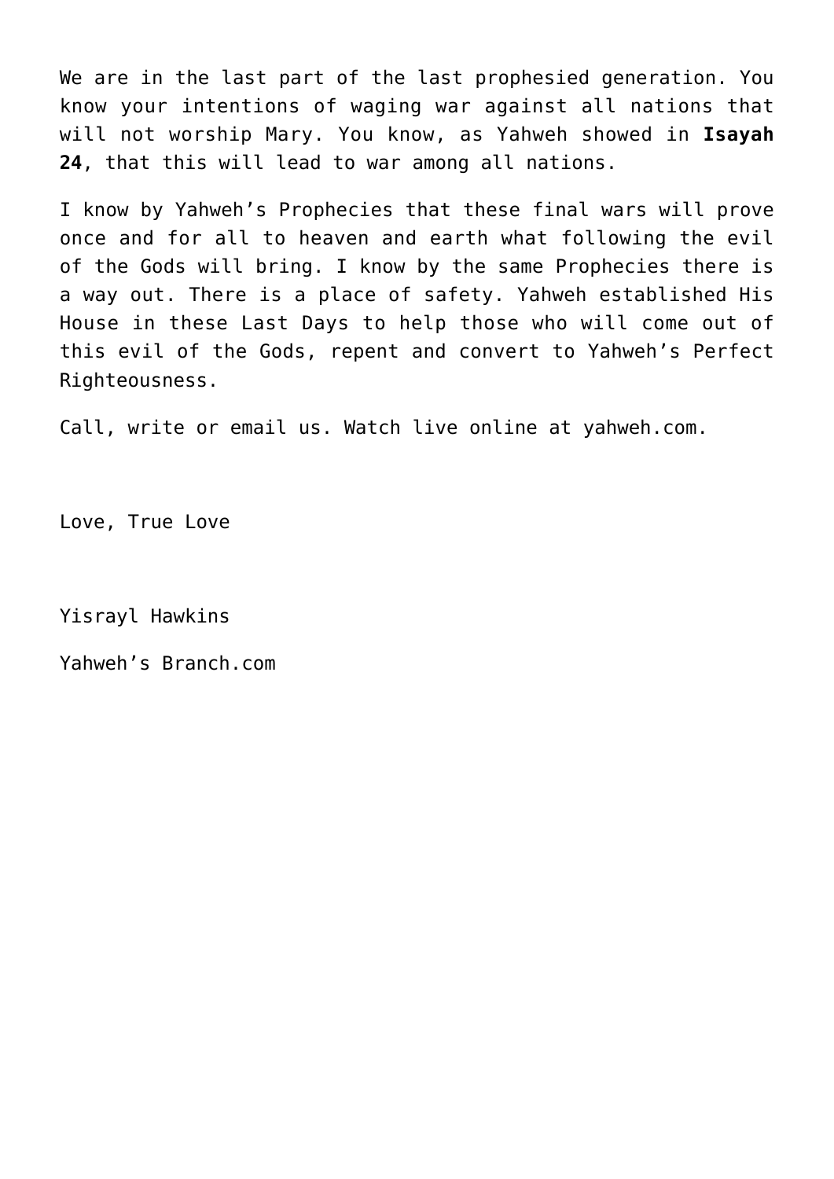We are in the last part of the last prophesied generation. You know your intentions of waging war against all nations that will not worship Mary. You know, as Yahweh showed in **Isayah 24**, that this will lead to war among all nations.

I know by Yahweh's Prophecies that these final wars will prove once and for all to heaven and earth what following the evil of the Gods will bring. I know by the same Prophecies there is a way out. There is a place of safety. Yahweh established His House in these Last Days to help those who will come out of this evil of the Gods, repent and convert to Yahweh's Perfect Righteousness.

Call, write or email us. Watch live online at yahweh.com.

Love, True Love

Yisrayl Hawkins

Yahweh's Branch.com